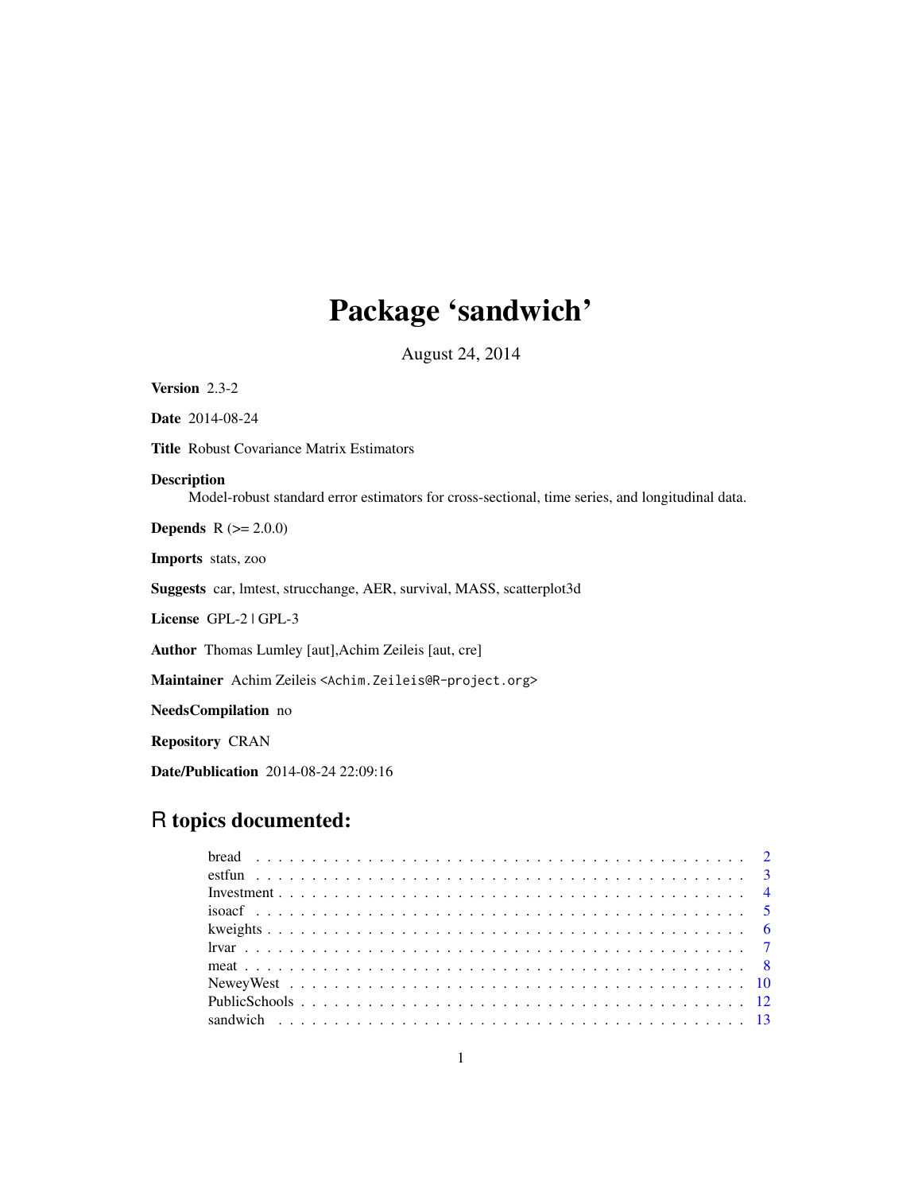# Package 'sandwich'

August 24, 2014

**Version** 2.3-2

**Date** 2014-08-24

**Title** Robust Covariance Matrix Estimators

**Description**
Model-robust standard error estimators for cross-sectional, time series, and longitudinal data.

**Depends** R (>= 2.0.0)

**Imports** stats, zoo

**Suggests** car, lmtest, strucchange, AER, survival, MASS, scatterplot3d

**License** GPL-2 | GPL-3

**Author** Thomas Lumley [aut],Achim Zeileis [aut, cre]

**Maintainer** Achim Zeileis <Achim.Zeileis@R-project.org>

**NeedsCompilation** no

**Repository** CRAN

**Date/Publication** 2014-08-24 22:09:16

## R topics documented:

- bread . . . . . . . . . . . . . . . . . . . . . . . . . . . . . . . . . . . . . . . . . . . 2
- estfun . . . . . . . . . . . . . . . . . . . . . . . . . . . . . . . . . . . . . . . . . . . 3
- Investment . . . . . . . . . . . . . . . . . . . . . . . . . . . . . . . . . . . . . . . . . 4
- isoacf . . . . . . . . . . . . . . . . . . . . . . . . . . . . . . . . . . . . . . . . . . . 5
- kweights . . . . . . . . . . . . . . . . . . . . . . . . . . . . . . . . . . . . . . . . . . 6
- lrvar . . . . . . . . . . . . . . . . . . . . . . . . . . . . . . . . . . . . . . . . . . . . 7
- meat . . . . . . . . . . . . . . . . . . . . . . . . . . . . . . . . . . . . . . . . . . . . 8
- NeweyWest . . . . . . . . . . . . . . . . . . . . . . . . . . . . . . . . . . . . . . . . 10
- PublicSchools . . . . . . . . . . . . . . . . . . . . . . . . . . . . . . . . . . . . . . . 12
- sandwich . . . . . . . . . . . . . . . . . . . . . . . . . . . . . . . . . . . . . . . . . 13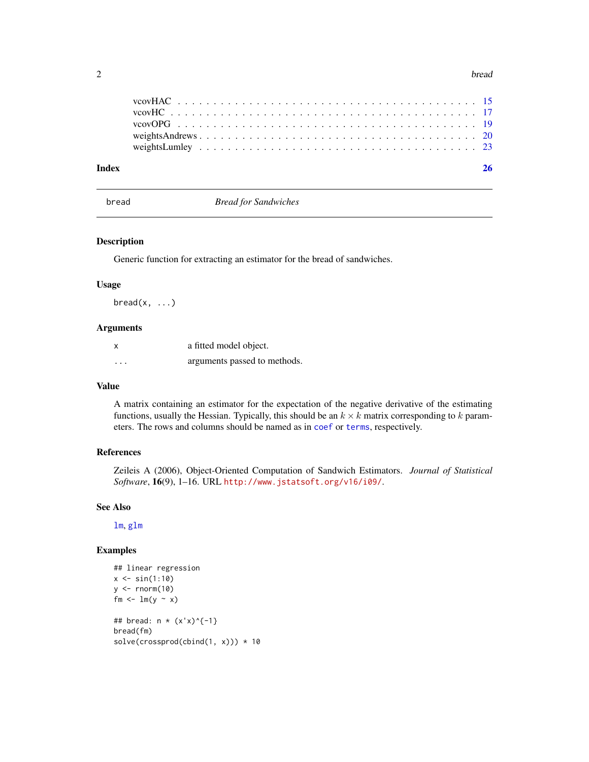vcovHAC . . . . . . . . . . . . . . . . . . . . . . . . . . . . . . . . . . . . . . . 15
vcovHC . . . . . . . . . . . . . . . . . . . . . . . . . . . . . . . . . . . . . . . 17
vcovOPG . . . . . . . . . . . . . . . . . . . . . . . . . . . . . . . . . . . . . . . 19
weightsAndrews . . . . . . . . . . . . . . . . . . . . . . . . . . . . . . . . . . . . 20
weightsLumley . . . . . . . . . . . . . . . . . . . . . . . . . . . . . . . . . . . . 23

**Index** **26**

---

`bread` *Bread for Sandwiches*

---

## Description

Generic function for extracting an estimator for the bread of sandwiches.

## Usage

```
bread(x, ...)
```

## Arguments

| | |
|---|---|
| `x` | a fitted model object. |
| `...` | arguments passed to methods. |

## Value

A matrix containing an estimator for the expectation of the negative derivative of the estimating functions, usually the Hessian. Typically, this should be an $k \times k$ matrix corresponding to $k$ parameters. The rows and columns should be named as in `coef` or `terms`, respectively.

## References

Zeileis A (2006), Object-Oriented Computation of Sandwich Estimators. *Journal of Statistical Software*, **16**(9), 1–16. URL `http://www.jstatsoft.org/v16/i09/`.

## See Also

`lm`, `glm`

## Examples

```
## linear regression
x <- sin(1:10)
y <- rnorm(10)
fm <- lm(y ~ x)

## bread: n * (x'x)^{-1}
bread(fm)
solve(crossprod(cbind(1, x))) * 10
```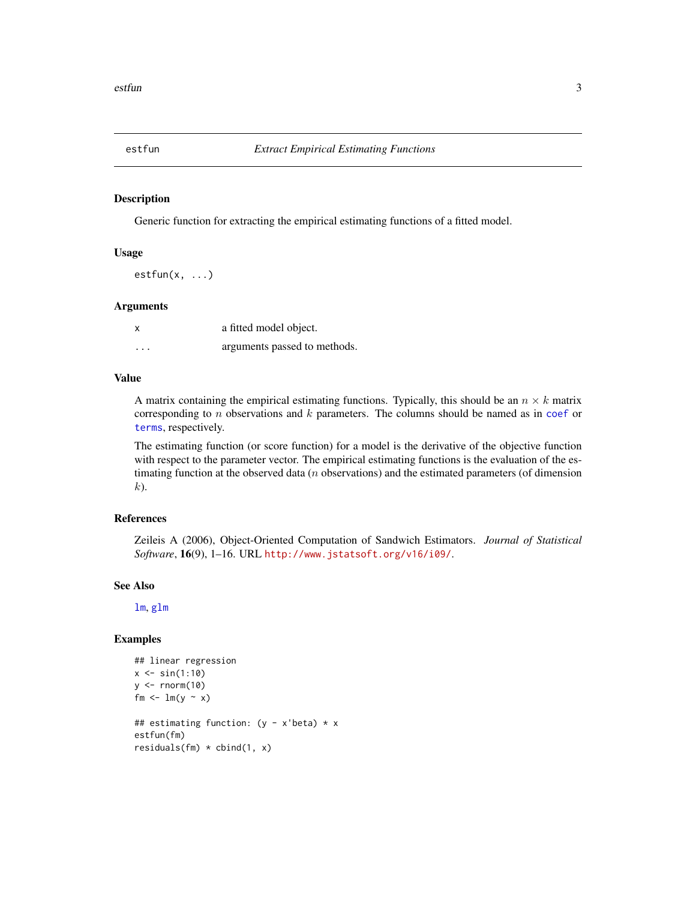# estfun — *Extract Empirical Estimating Functions*

## Description

Generic function for extracting the empirical estimating functions of a fitted model.

## Usage

```
estfun(x, ...)
```

## Arguments

| | |
|---|---|
| x | a fitted model object. |
| ... | arguments passed to methods. |

## Value

A matrix containing the empirical estimating functions. Typically, this should be an $n \times k$ matrix corresponding to $n$ observations and $k$ parameters. The columns should be named as in `coef` or `terms`, respectively.

The estimating function (or score function) for a model is the derivative of the objective function with respect to the parameter vector. The empirical estimating functions is the evaluation of the estimating function at the observed data ($n$ observations) and the estimated parameters (of dimension $k$).

## References

Zeileis A (2006), Object-Oriented Computation of Sandwich Estimators. *Journal of Statistical Software*, **16**(9), 1–16. URL http://www.jstatsoft.org/v16/i09/.

## See Also

`lm`, `glm`

## Examples

```
## linear regression
x <- sin(1:10)
y <- rnorm(10)
fm <- lm(y ~ x)

## estimating function: (y - x'beta) * x
estfun(fm)
residuals(fm) * cbind(1, x)
```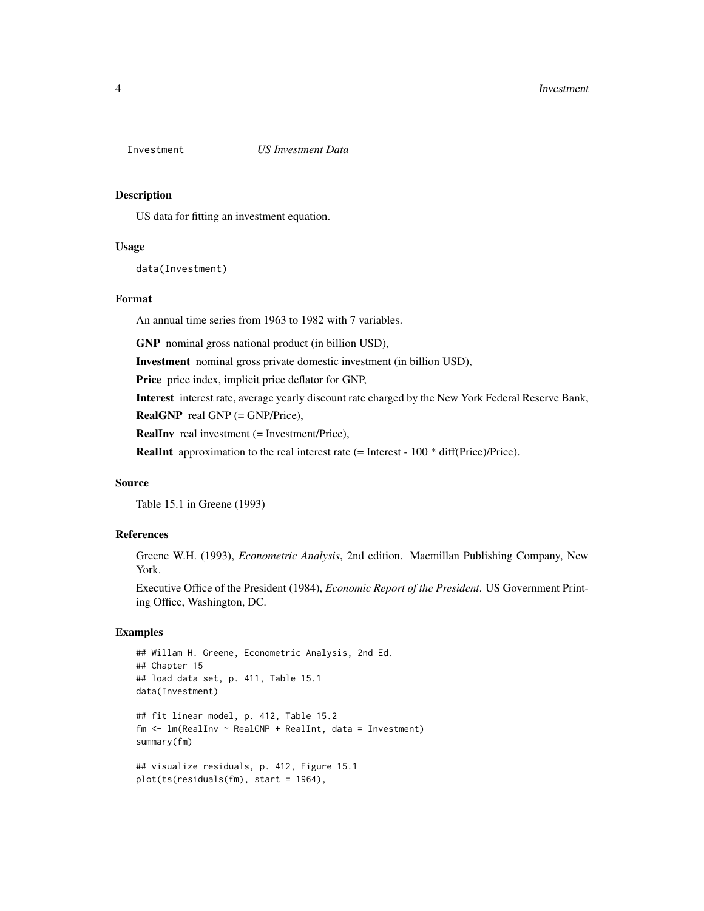# Investment — *US Investment Data*

## Description

US data for fitting an investment equation.

## Usage

```
data(Investment)
```

## Format

An annual time series from 1963 to 1982 with 7 variables.

**GNP** nominal gross national product (in billion USD),

**Investment** nominal gross private domestic investment (in billion USD),

**Price** price index, implicit price deflator for GNP,

**Interest** interest rate, average yearly discount rate charged by the New York Federal Reserve Bank,

**RealGNP** real GNP (= GNP/Price),

**RealInv** real investment (= Investment/Price),

**RealInt** approximation to the real interest rate (= Interest - 100 * diff(Price)/Price).

## Source

Table 15.1 in Greene (1993)

## References

Greene W.H. (1993), *Econometric Analysis*, 2nd edition. Macmillan Publishing Company, New York.

Executive Office of the President (1984), *Economic Report of the President*. US Government Printing Office, Washington, DC.

## Examples

```
## Willam H. Greene, Econometric Analysis, 2nd Ed.
## Chapter 15
## load data set, p. 411, Table 15.1
data(Investment)

## fit linear model, p. 412, Table 15.2
fm <- lm(RealInv ~ RealGNP + RealInt, data = Investment)
summary(fm)

## visualize residuals, p. 412, Figure 15.1
plot(ts(residuals(fm), start = 1964),
```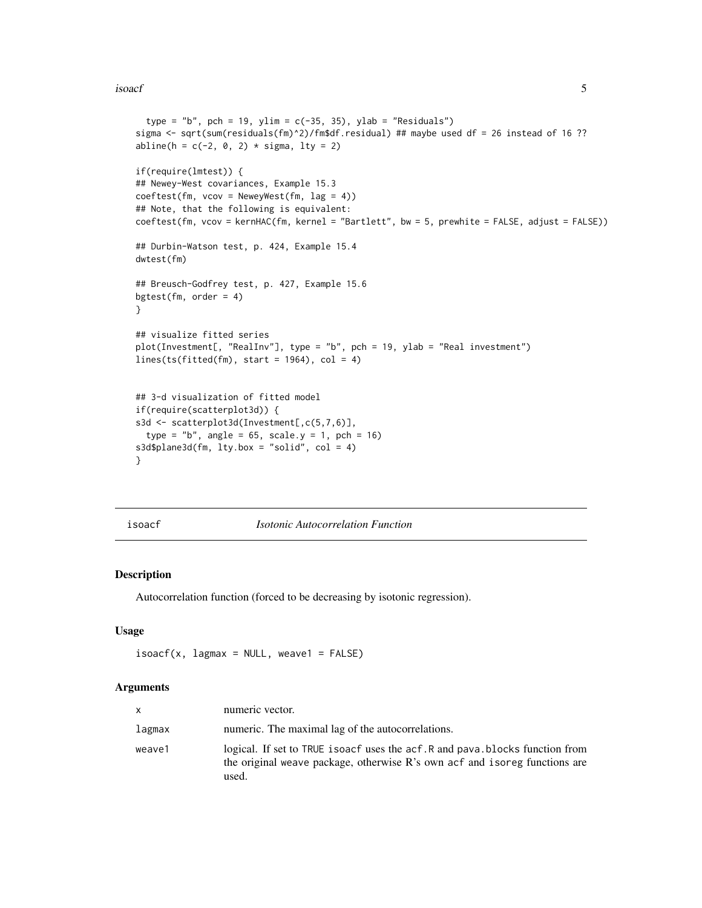```
  type = "b", pch = 19, ylim = c(-35, 35), ylab = "Residuals")
sigma <- sqrt(sum(residuals(fm)^2)/fm$df.residual) ## maybe used df = 26 instead of 16 ??
abline(h = c(-2, 0, 2) * sigma, lty = 2)

if(require(lmtest)) {
## Newey-West covariances, Example 15.3
coeftest(fm, vcov = NeweyWest(fm, lag = 4))
## Note, that the following is equivalent:
coeftest(fm, vcov = kernHAC(fm, kernel = "Bartlett", bw = 5, prewhite = FALSE, adjust = FALSE))

## Durbin-Watson test, p. 424, Example 15.4
dwtest(fm)

## Breusch-Godfrey test, p. 427, Example 15.6
bgtest(fm, order = 4)
}

## visualize fitted series
plot(Investment[, "RealInv"], type = "b", pch = 19, ylab = "Real investment")
lines(ts(fitted(fm), start = 1964), col = 4)


## 3-d visualization of fitted model
if(require(scatterplot3d)) {
s3d <- scatterplot3d(Investment[,c(5,7,6)],
  type = "b", angle = 65, scale.y = 1, pch = 16)
s3d$plane3d(fm, lty.box = "solid", col = 4)
}
```

---

## isoacf — *Isotonic Autocorrelation Function*

### Description

Autocorrelation function (forced to be decreasing by isotonic regression).

### Usage

```
isoacf(x, lagmax = NULL, weave1 = FALSE)
```

### Arguments

| | |
|---|---|
| `x` | numeric vector. |
| `lagmax` | numeric. The maximal lag of the autocorrelations. |
| `weave1` | logical. If set to `TRUE` `isoacf` uses the `acf.R` and `pava.blocks` function from the original `weave` package, otherwise R's own `acf` and `isoreg` functions are used. |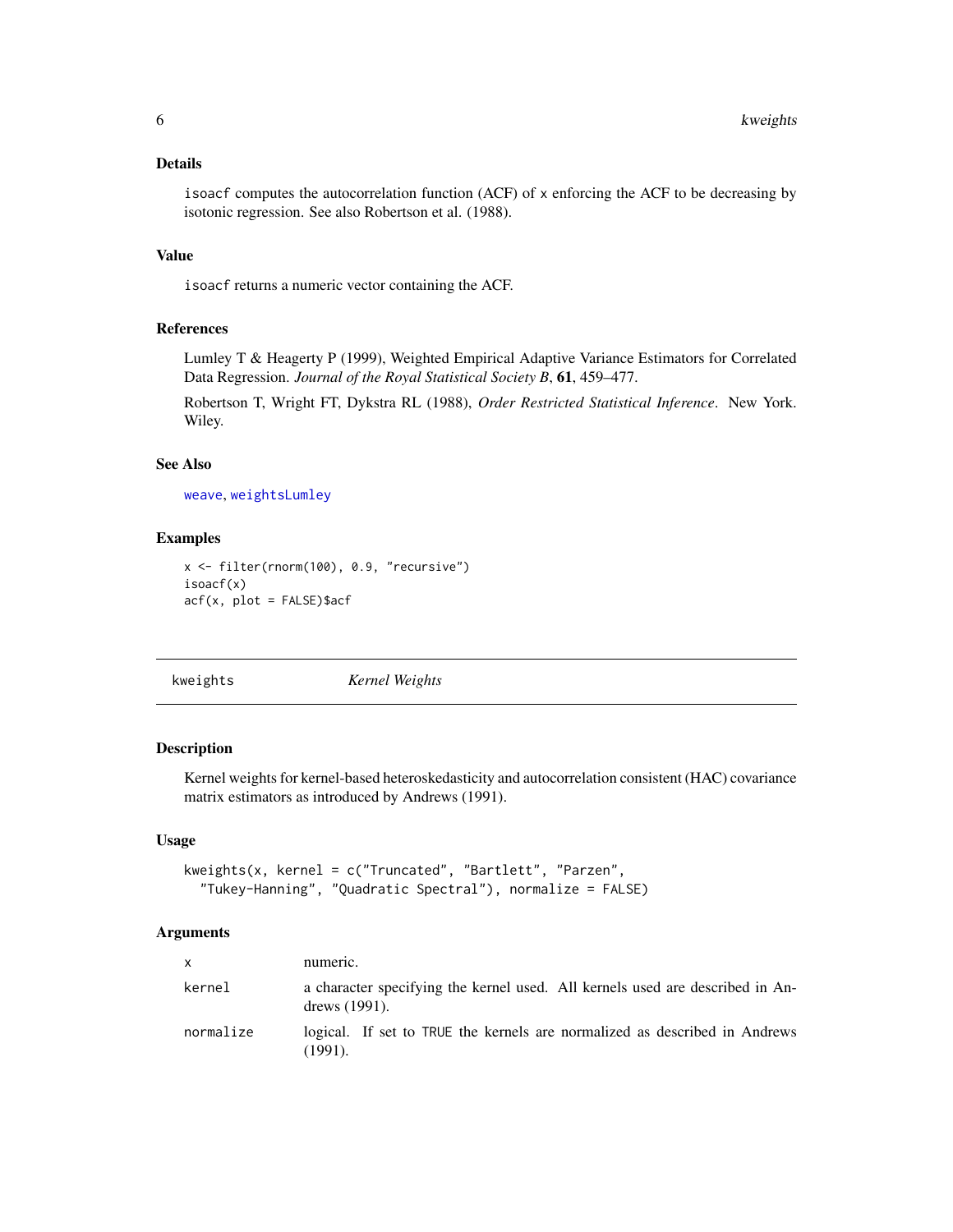### Details

`isoacf` computes the autocorrelation function (ACF) of `x` enforcing the ACF to be decreasing by isotonic regression. See also Robertson et al. (1988).

### Value

`isoacf` returns a numeric vector containing the ACF.

### References

Lumley T & Heagerty P (1999), Weighted Empirical Adaptive Variance Estimators for Correlated Data Regression. *Journal of the Royal Statistical Society B*, **61**, 459–477.

Robertson T, Wright FT, Dykstra RL (1988), *Order Restricted Statistical Inference*. New York. Wiley.

### See Also

weave, weightsLumley

### Examples

```
x <- filter(rnorm(100), 0.9, "recursive")
isoacf(x)
acf(x, plot = FALSE)$acf
```

---

## kweights    *Kernel Weights*

### Description

Kernel weights for kernel-based heteroskedasticity and autocorrelation consistent (HAC) covariance matrix estimators as introduced by Andrews (1991).

### Usage

```
kweights(x, kernel = c("Truncated", "Bartlett", "Parzen",
  "Tukey-Hanning", "Quadratic Spectral"), normalize = FALSE)
```

### Arguments

| | |
|---|---|
| `x` | numeric. |
| `kernel` | a character specifying the kernel used. All kernels used are described in Andrews (1991). |
| `normalize` | logical. If set to `TRUE` the kernels are normalized as described in Andrews (1991). |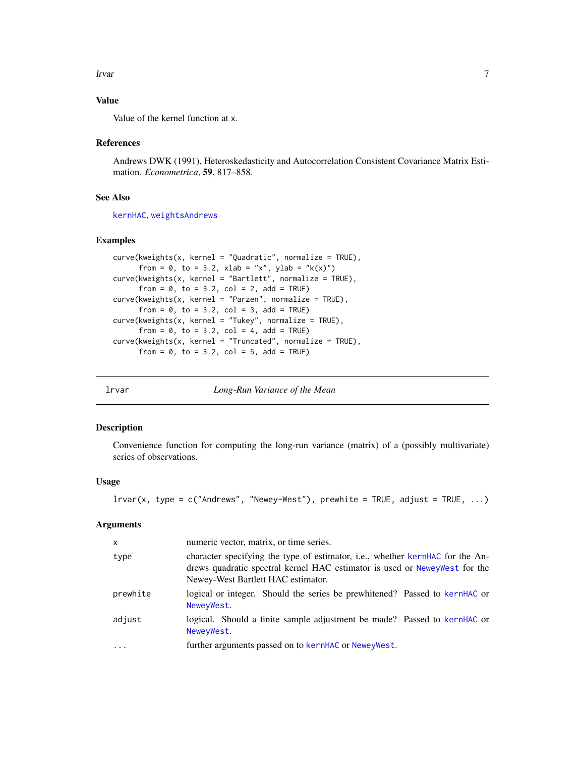### Value

Value of the kernel function at x.

### References

Andrews DWK (1991), Heteroskedasticity and Autocorrelation Consistent Covariance Matrix Estimation. *Econometrica*, **59**, 817–858.

### See Also

kernHAC, weightsAndrews

### Examples

```
curve(kweights(x, kernel = "Quadratic", normalize = TRUE),
      from = 0, to = 3.2, xlab = "x", ylab = "k(x)")
curve(kweights(x, kernel = "Bartlett", normalize = TRUE),
      from = 0, to = 3.2, col = 2, add = TRUE)
curve(kweights(x, kernel = "Parzen", normalize = TRUE),
      from = 0, to = 3.2, col = 3, add = TRUE)
curve(kweights(x, kernel = "Tukey", normalize = TRUE),
      from = 0, to = 3.2, col = 4, add = TRUE)
curve(kweights(x, kernel = "Truncated", normalize = TRUE),
      from = 0, to = 3.2, col = 5, add = TRUE)
```

## lrvar *Long-Run Variance of the Mean*

### Description

Convenience function for computing the long-run variance (matrix) of a (possibly multivariate) series of observations.

### Usage

```
lrvar(x, type = c("Andrews", "Newey-West"), prewhite = TRUE, adjust = TRUE, ...)
```

### Arguments

| | |
|---|---|
| x | numeric vector, matrix, or time series. |
| type | character specifying the type of estimator, i.e., whether kernHAC for the Andrews quadratic spectral kernel HAC estimator is used or NeweyWest for the Newey-West Bartlett HAC estimator. |
| prewhite | logical or integer. Should the series be prewhitened? Passed to kernHAC or NeweyWest. |
| adjust | logical. Should a finite sample adjustment be made? Passed to kernHAC or NeweyWest. |
| ... | further arguments passed on to kernHAC or NeweyWest. |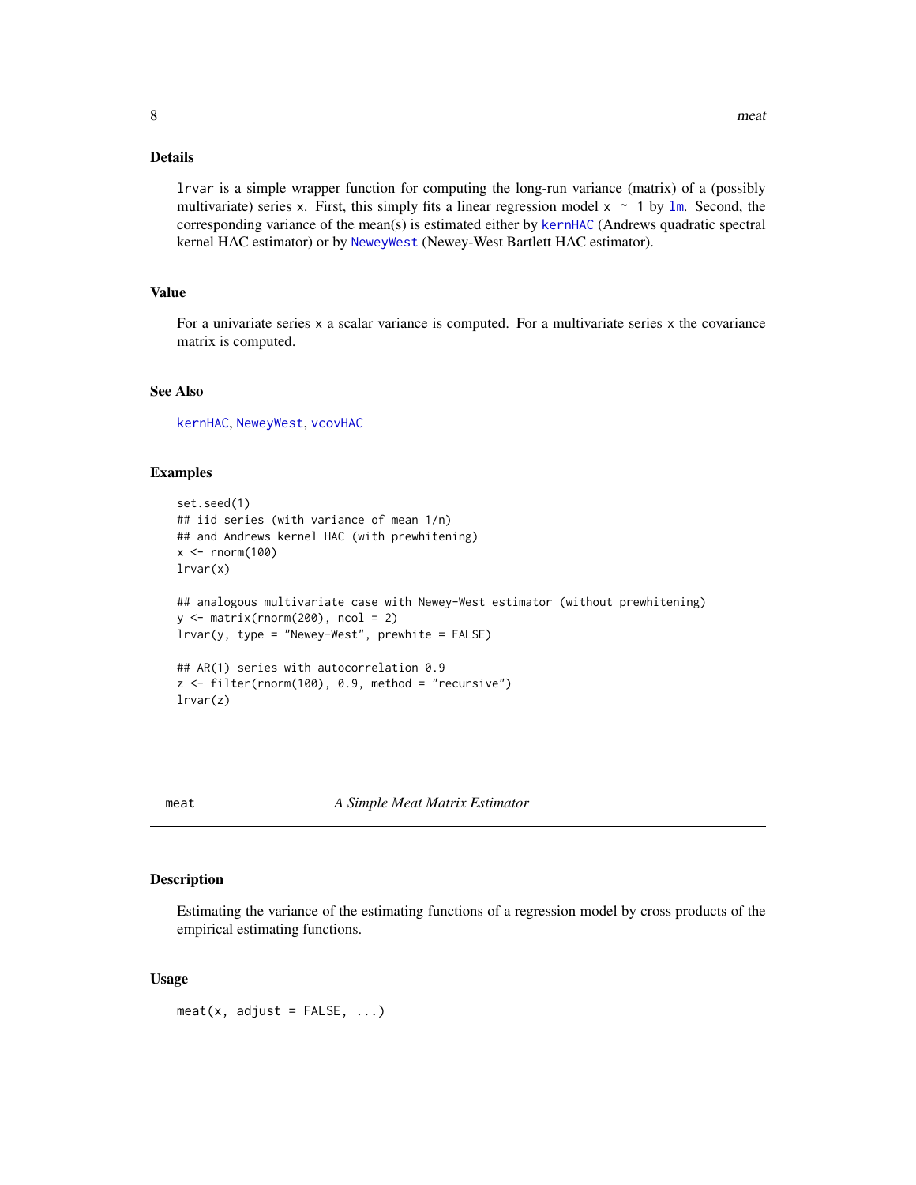## Details

`lrvar` is a simple wrapper function for computing the long-run variance (matrix) of a (possibly multivariate) series `x`. First, this simply fits a linear regression model `x ~ 1` by `lm`. Second, the corresponding variance of the mean(s) is estimated either by `kernHAC` (Andrews quadratic spectral kernel HAC estimator) or by `NeweyWest` (Newey-West Bartlett HAC estimator).

## Value

For a univariate series `x` a scalar variance is computed. For a multivariate series `x` the covariance matrix is computed.

## See Also

`kernHAC`, `NeweyWest`, `vcovHAC`

## Examples

```
set.seed(1)
## iid series (with variance of mean 1/n)
## and Andrews kernel HAC (with prewhitening)
x <- rnorm(100)
lrvar(x)

## analogous multivariate case with Newey-West estimator (without prewhitening)
y <- matrix(rnorm(200), ncol = 2)
lrvar(y, type = "Newey-West", prewhite = FALSE)

## AR(1) series with autocorrelation 0.9
z <- filter(rnorm(100), 0.9, method = "recursive")
lrvar(z)
```

---

# meat — *A Simple Meat Matrix Estimator*

## Description

Estimating the variance of the estimating functions of a regression model by cross products of the empirical estimating functions.

## Usage

```
meat(x, adjust = FALSE, ...)
```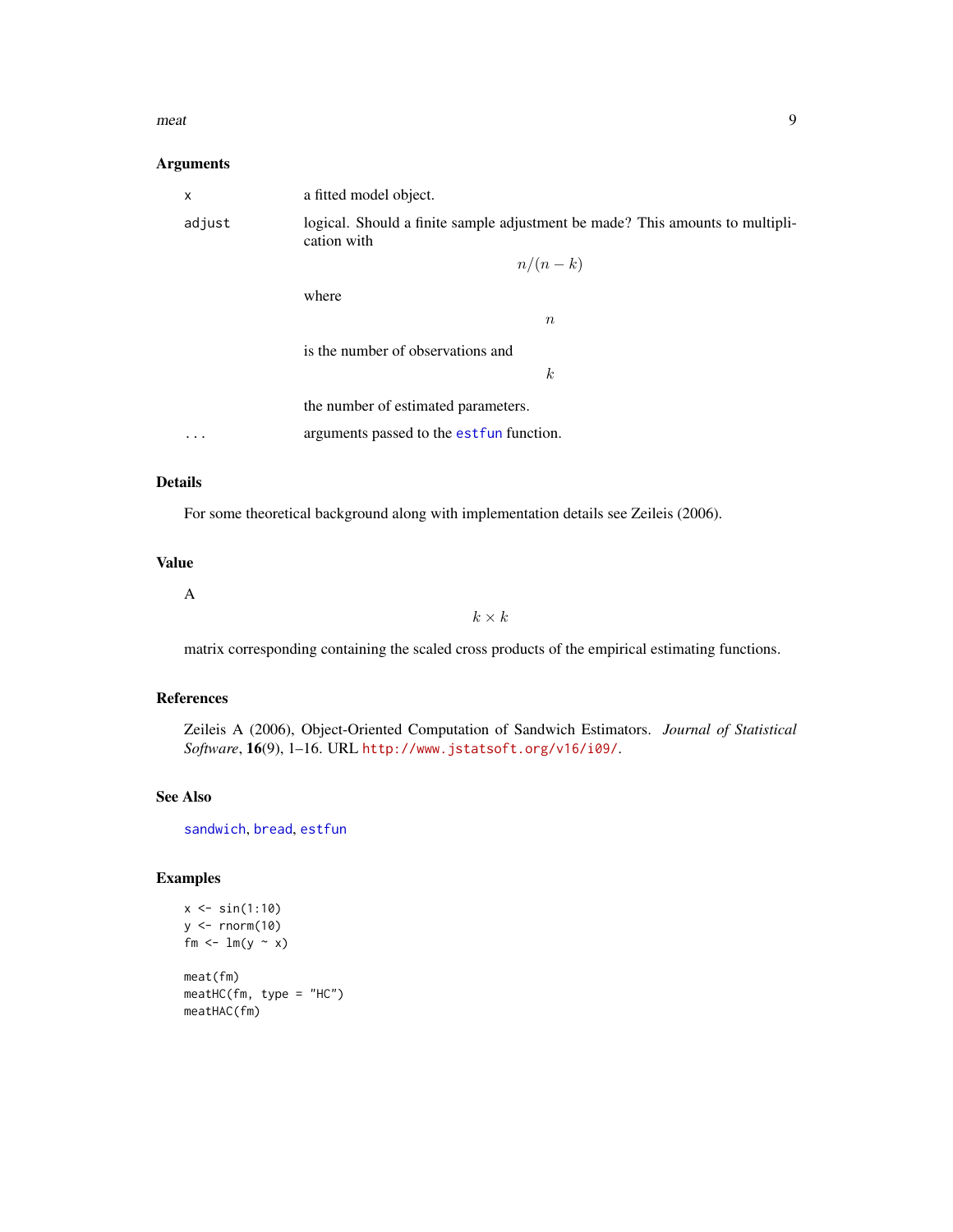### Arguments

- `x` — a fitted model object.
- `adjust` — logical. Should a finite sample adjustment be made? This amounts to multiplication with

$$n/(n-k)$$

where

$$n$$

is the number of observations and

$$k$$

the number of estimated parameters.
- `...` — arguments passed to the `estfun` function.

### Details

For some theoretical background along with implementation details see Zeileis (2006).

### Value

A

$$k \times k$$

matrix corresponding containing the scaled cross products of the empirical estimating functions.

### References

Zeileis A (2006), Object-Oriented Computation of Sandwich Estimators. *Journal of Statistical Software*, **16**(9), 1–16. URL http://www.jstatsoft.org/v16/i09/.

### See Also

`sandwich`, `bread`, `estfun`

### Examples

```
x <- sin(1:10)
y <- rnorm(10)
fm <- lm(y ~ x)

meat(fm)
meatHC(fm, type = "HC")
meatHAC(fm)
```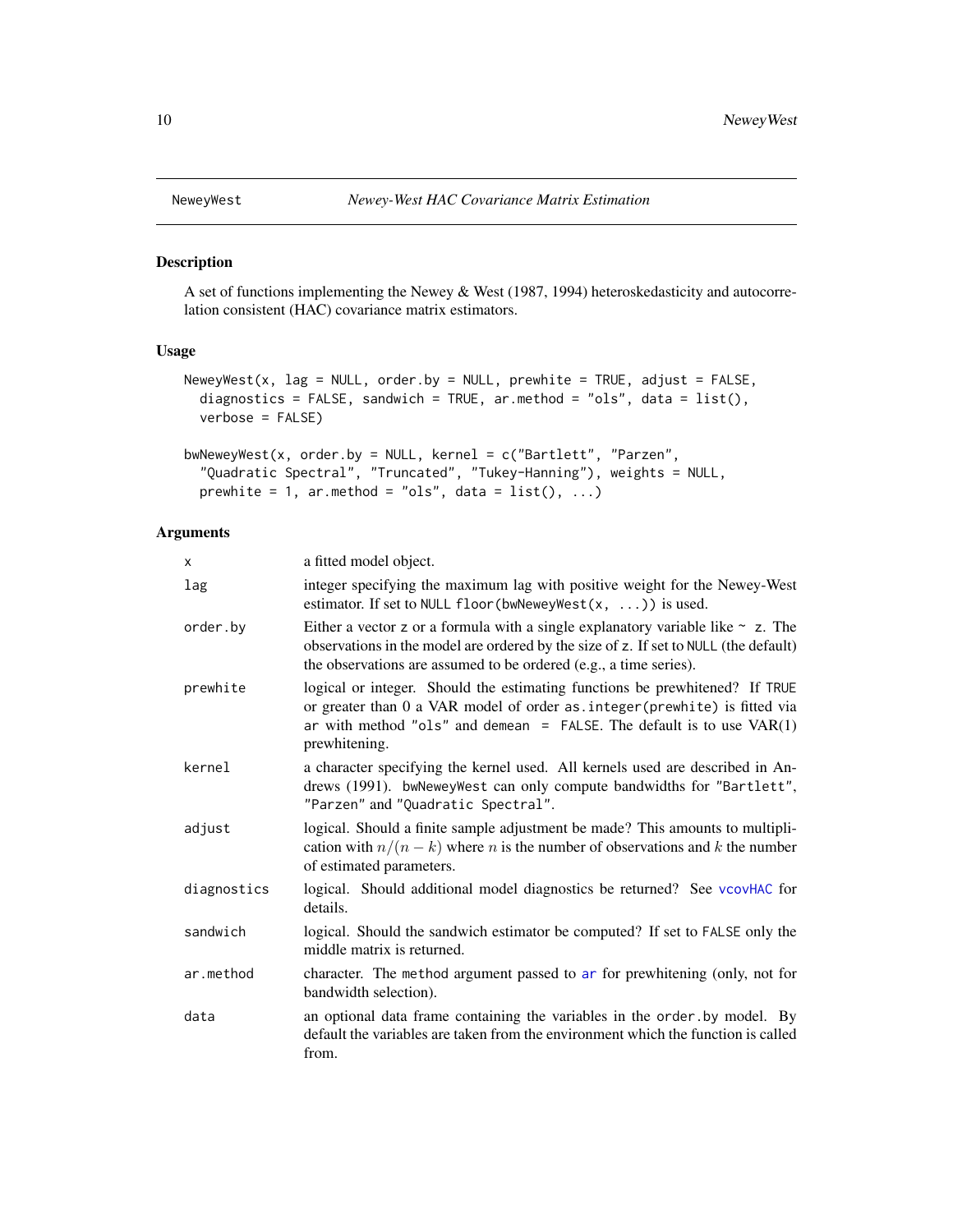## NeweyWest — *Newey-West HAC Covariance Matrix Estimation*

### Description

A set of functions implementing the Newey & West (1987, 1994) heteroskedasticity and autocorrelation consistent (HAC) covariance matrix estimators.

### Usage

```
NeweyWest(x, lag = NULL, order.by = NULL, prewhite = TRUE, adjust = FALSE,
  diagnostics = FALSE, sandwich = TRUE, ar.method = "ols", data = list(),
  verbose = FALSE)

bwNeweyWest(x, order.by = NULL, kernel = c("Bartlett", "Parzen",
  "Quadratic Spectral", "Truncated", "Tukey-Hanning"), weights = NULL,
  prewhite = 1, ar.method = "ols", data = list(), ...)
```

### Arguments

| Argument | Description |
|---|---|
| `x` | a fitted model object. |
| `lag` | integer specifying the maximum lag with positive weight for the Newey-West estimator. If set to `NULL` `floor(bwNeweyWest(x, ...))` is used. |
| `order.by` | Either a vector `z` or a formula with a single explanatory variable like `~ z`. The observations in the model are ordered by the size of `z`. If set to `NULL` (the default) the observations are assumed to be ordered (e.g., a time series). |
| `prewhite` | logical or integer. Should the estimating functions be prewhitened? If `TRUE` or greater than 0 a VAR model of order `as.integer(prewhite)` is fitted via `ar` with method `"ols"` and `demean = FALSE`. The default is to use VAR(1) prewhitening. |
| `kernel` | a character specifying the kernel used. All kernels used are described in Andrews (1991). `bwNeweyWest` can only compute bandwidths for `"Bartlett"`, `"Parzen"` and `"Quadratic Spectral"`. |
| `adjust` | logical. Should a finite sample adjustment be made? This amounts to multiplication with $n/(n-k)$ where $n$ is the number of observations and $k$ the number of estimated parameters. |
| `diagnostics` | logical. Should additional model diagnostics be returned? See `vcovHAC` for details. |
| `sandwich` | logical. Should the sandwich estimator be computed? If set to `FALSE` only the middle matrix is returned. |
| `ar.method` | character. The `method` argument passed to `ar` for prewhitening (only, not for bandwidth selection). |
| `data` | an optional data frame containing the variables in the `order.by` model. By default the variables are taken from the environment which the function is called from. |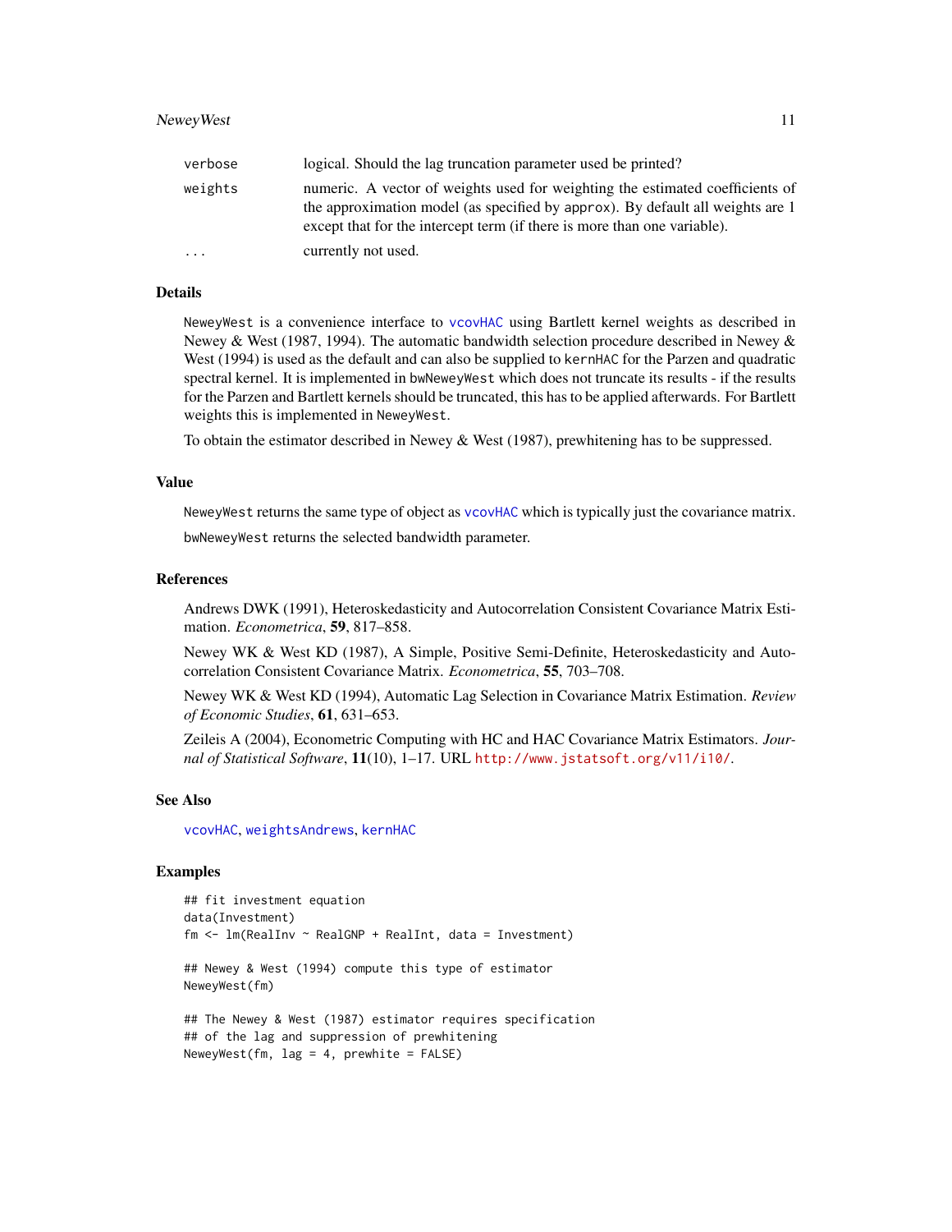| | |
|---|---|
| verbose | logical. Should the lag truncation parameter used be printed? |
| weights | numeric. A vector of weights used for weighting the estimated coefficients of the approximation model (as specified by approx). By default all weights are 1 except that for the intercept term (if there is more than one variable). |
| ... | currently not used. |

## Details

NeweyWest is a convenience interface to vcovHAC using Bartlett kernel weights as described in Newey & West (1987, 1994). The automatic bandwidth selection procedure described in Newey & West (1994) is used as the default and can also be supplied to kernHAC for the Parzen and quadratic spectral kernel. It is implemented in bwNeweyWest which does not truncate its results - if the results for the Parzen and Bartlett kernels should be truncated, this has to be applied afterwards. For Bartlett weights this is implemented in NeweyWest.

To obtain the estimator described in Newey & West (1987), prewhitening has to be suppressed.

## Value

NeweyWest returns the same type of object as vcovHAC which is typically just the covariance matrix.

bwNeweyWest returns the selected bandwidth parameter.

## References

Andrews DWK (1991), Heteroskedasticity and Autocorrelation Consistent Covariance Matrix Estimation. *Econometrica*, **59**, 817–858.

Newey WK & West KD (1987), A Simple, Positive Semi-Definite, Heteroskedasticity and Autocorrelation Consistent Covariance Matrix. *Econometrica*, **55**, 703–708.

Newey WK & West KD (1994), Automatic Lag Selection in Covariance Matrix Estimation. *Review of Economic Studies*, **61**, 631–653.

Zeileis A (2004), Econometric Computing with HC and HAC Covariance Matrix Estimators. *Journal of Statistical Software*, **11**(10), 1–17. URL http://www.jstatsoft.org/v11/i10/.

## See Also

vcovHAC, weightsAndrews, kernHAC

## Examples

```
## fit investment equation
data(Investment)
fm <- lm(RealInv ~ RealGNP + RealInt, data = Investment)

## Newey & West (1994) compute this type of estimator
NeweyWest(fm)

## The Newey & West (1987) estimator requires specification
## of the lag and suppression of prewhitening
NeweyWest(fm, lag = 4, prewhite = FALSE)
```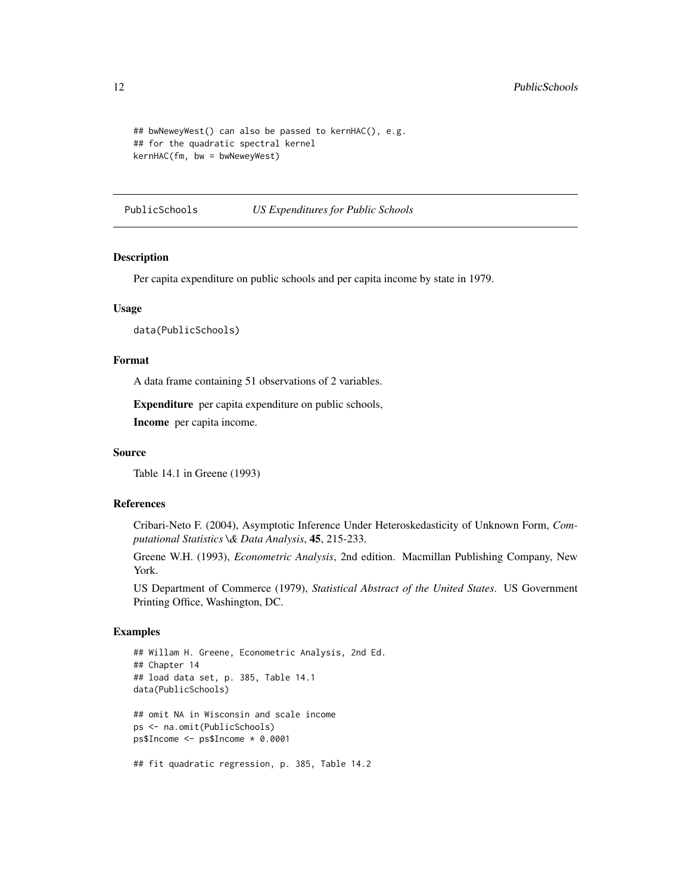```
## bwNeweyWest() can also be passed to kernHAC(), e.g.
## for the quadratic spectral kernel
kernHAC(fm, bw = bwNeweyWest)
```

## PublicSchools — *US Expenditures for Public Schools*

### Description

Per capita expenditure on public schools and per capita income by state in 1979.

### Usage

```
data(PublicSchools)
```

### Format

A data frame containing 51 observations of 2 variables.

**Expenditure** per capita expenditure on public schools,

**Income** per capita income.

### Source

Table 14.1 in Greene (1993)

### References

Cribari-Neto F. (2004), Asymptotic Inference Under Heteroskedasticity of Unknown Form, *Computational Statistics \& Data Analysis*, **45**, 215-233.

Greene W.H. (1993), *Econometric Analysis*, 2nd edition. Macmillan Publishing Company, New York.

US Department of Commerce (1979), *Statistical Abstract of the United States*. US Government Printing Office, Washington, DC.

### Examples

```
## Willam H. Greene, Econometric Analysis, 2nd Ed.
## Chapter 14
## load data set, p. 385, Table 14.1
data(PublicSchools)

## omit NA in Wisconsin and scale income
ps <- na.omit(PublicSchools)
ps$Income <- ps$Income * 0.0001

## fit quadratic regression, p. 385, Table 14.2
```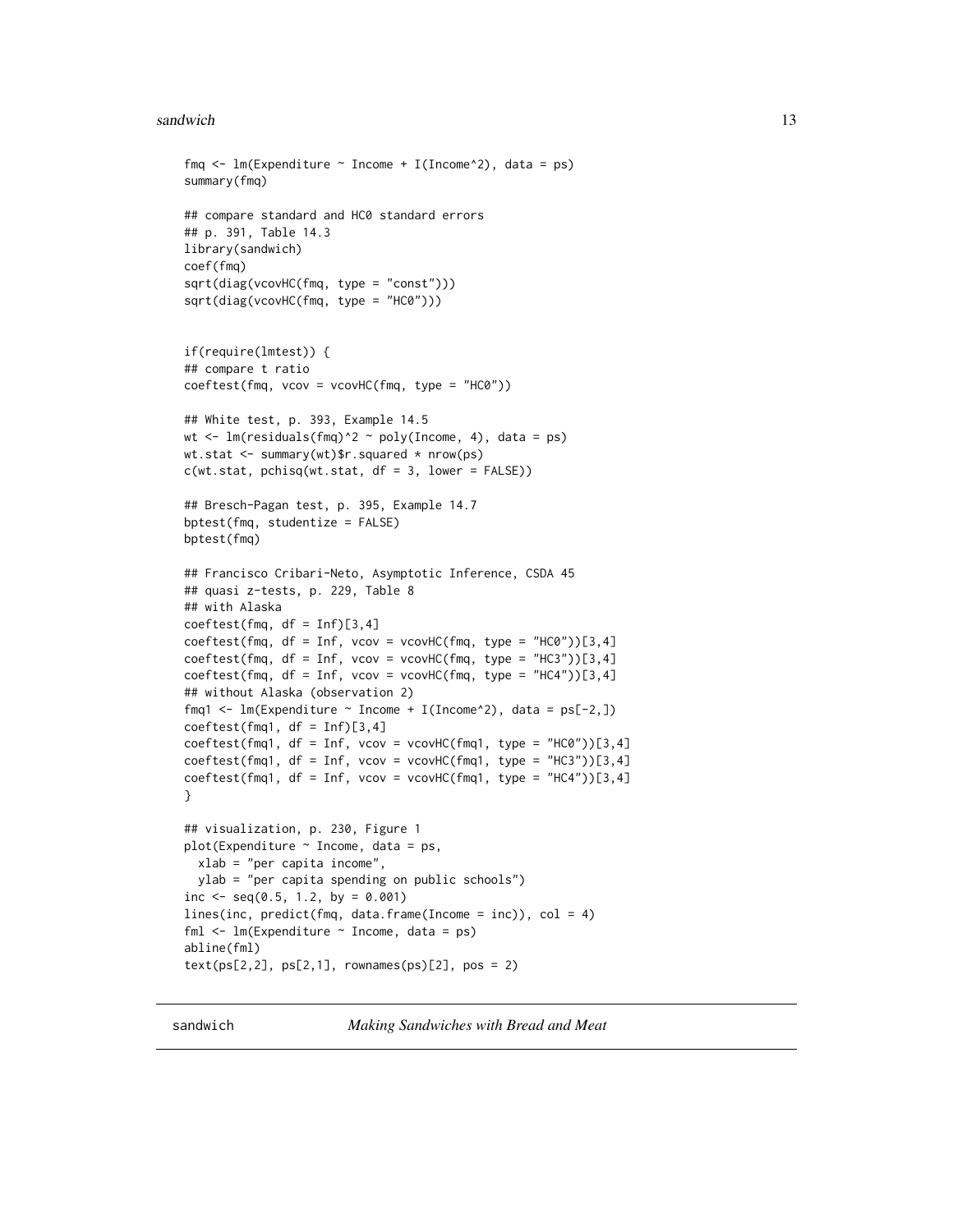```r
fmq <- lm(Expenditure ~ Income + I(Income^2), data = ps)
summary(fmq)

## compare standard and HC0 standard errors
## p. 391, Table 14.3
library(sandwich)
coef(fmq)
sqrt(diag(vcovHC(fmq, type = "const")))
sqrt(diag(vcovHC(fmq, type = "HC0")))


if(require(lmtest)) {
## compare t ratio
coeftest(fmq, vcov = vcovHC(fmq, type = "HC0"))

## White test, p. 393, Example 14.5
wt <- lm(residuals(fmq)^2 ~ poly(Income, 4), data = ps)
wt.stat <- summary(wt)$r.squared * nrow(ps)
c(wt.stat, pchisq(wt.stat, df = 3, lower = FALSE))

## Bresch-Pagan test, p. 395, Example 14.7
bptest(fmq, studentize = FALSE)
bptest(fmq)

## Francisco Cribari-Neto, Asymptotic Inference, CSDA 45
## quasi z-tests, p. 229, Table 8
## with Alaska
coeftest(fmq, df = Inf)[3,4]
coeftest(fmq, df = Inf, vcov = vcovHC(fmq, type = "HC0"))[3,4]
coeftest(fmq, df = Inf, vcov = vcovHC(fmq, type = "HC3"))[3,4]
coeftest(fmq, df = Inf, vcov = vcovHC(fmq, type = "HC4"))[3,4]
## without Alaska (observation 2)
fmq1 <- lm(Expenditure ~ Income + I(Income^2), data = ps[-2,])
coeftest(fmq1, df = Inf)[3,4]
coeftest(fmq1, df = Inf, vcov = vcovHC(fmq1, type = "HC0"))[3,4]
coeftest(fmq1, df = Inf, vcov = vcovHC(fmq1, type = "HC3"))[3,4]
coeftest(fmq1, df = Inf, vcov = vcovHC(fmq1, type = "HC4"))[3,4]
}

## visualization, p. 230, Figure 1
plot(Expenditure ~ Income, data = ps,
  xlab = "per capita income",
  ylab = "per capita spending on public schools")
inc <- seq(0.5, 1.2, by = 0.001)
lines(inc, predict(fmq, data.frame(Income = inc)), col = 4)
fml <- lm(Expenditure ~ Income, data = ps)
abline(fml)
text(ps[2,2], ps[2,1], rownames(ps)[2], pos = 2)
```

---

sandwich — *Making Sandwiches with Bread and Meat*

---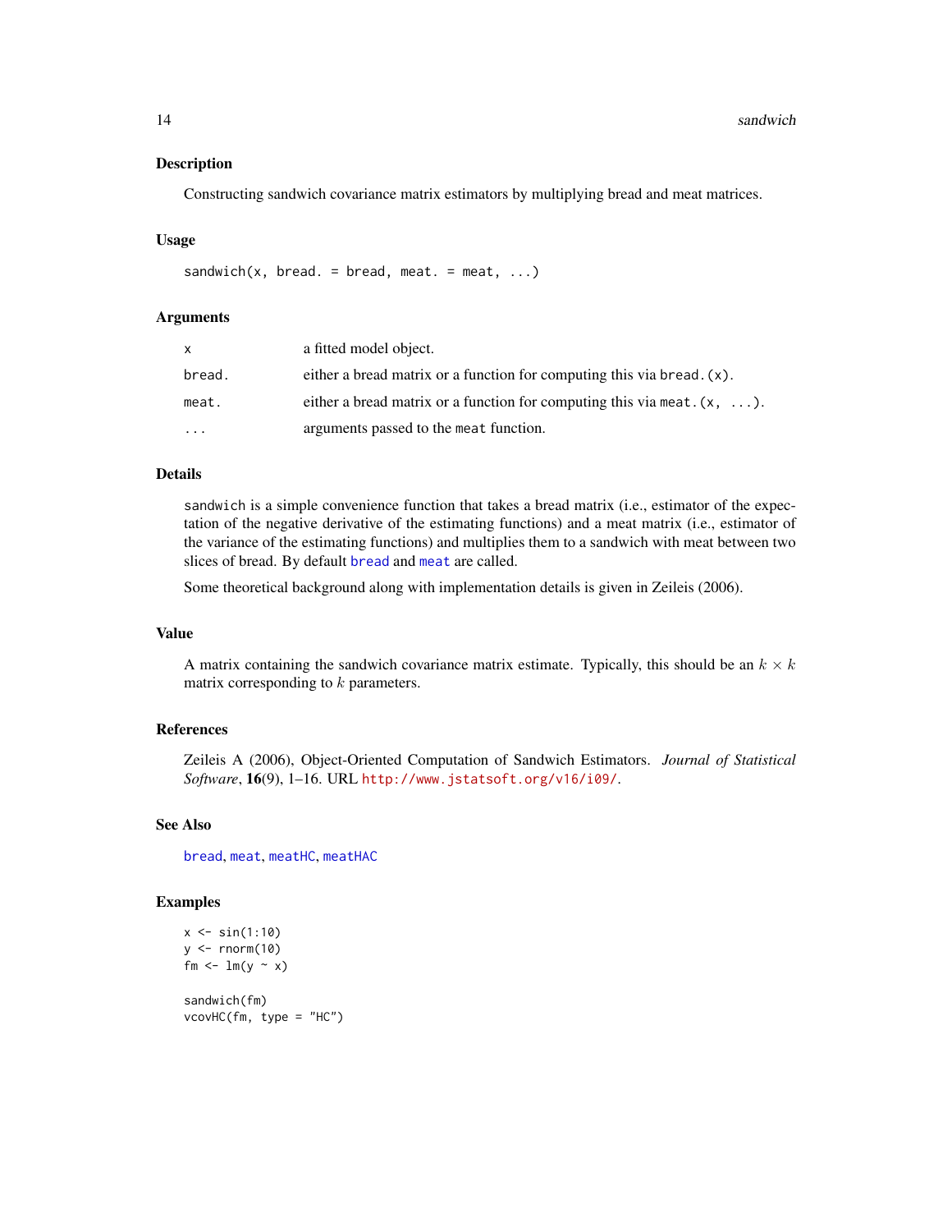### Description

Constructing sandwich covariance matrix estimators by multiplying bread and meat matrices.

### Usage

```
sandwich(x, bread. = bread, meat. = meat, ...)
```

### Arguments

| | |
|---|---|
| `x` | a fitted model object. |
| `bread.` | either a bread matrix or a function for computing this via `bread.(x)`. |
| `meat.` | either a bread matrix or a function for computing this via `meat.(x, ...)`. |
| `...` | arguments passed to the `meat` function. |

### Details

`sandwich` is a simple convenience function that takes a bread matrix (i.e., estimator of the expectation of the negative derivative of the estimating functions) and a meat matrix (i.e., estimator of the variance of the estimating functions) and multiplies them to a sandwich with meat between two slices of bread. By default `bread` and `meat` are called.

Some theoretical background along with implementation details is given in Zeileis (2006).

### Value

A matrix containing the sandwich covariance matrix estimate. Typically, this should be an $k \times k$ matrix corresponding to $k$ parameters.

### References

Zeileis A (2006), Object-Oriented Computation of Sandwich Estimators. *Journal of Statistical Software*, **16**(9), 1–16. URL http://www.jstatsoft.org/v16/i09/.

### See Also

`bread`, `meat`, `meatHC`, `meatHAC`

### Examples

```
x <- sin(1:10)
y <- rnorm(10)
fm <- lm(y ~ x)

sandwich(fm)
vcovHC(fm, type = "HC")
```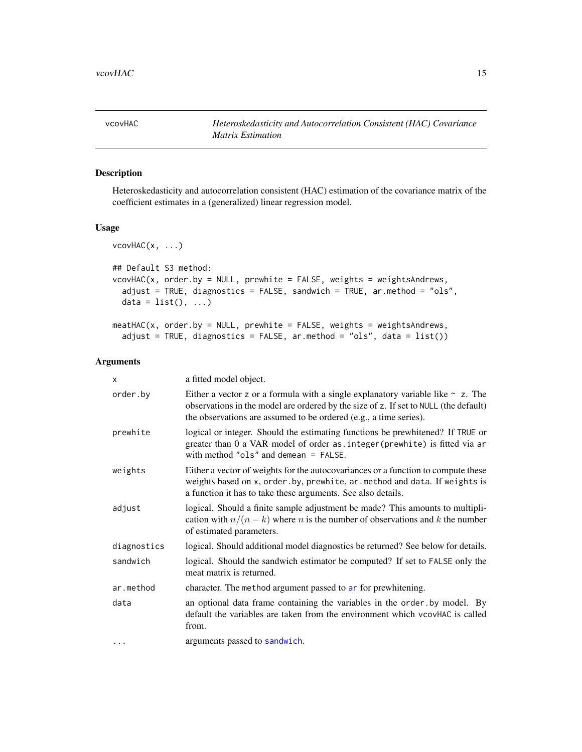# vcovHAC

*Heteroskedasticity and Autocorrelation Consistent (HAC) Covariance Matrix Estimation*

## Description

Heteroskedasticity and autocorrelation consistent (HAC) estimation of the covariance matrix of the coefficient estimates in a (generalized) linear regression model.

## Usage

```
vcovHAC(x, ...)

## Default S3 method:
vcovHAC(x, order.by = NULL, prewhite = FALSE, weights = weightsAndrews,
  adjust = TRUE, diagnostics = FALSE, sandwich = TRUE, ar.method = "ols",
  data = list(), ...)

meatHAC(x, order.by = NULL, prewhite = FALSE, weights = weightsAndrews,
  adjust = TRUE, diagnostics = FALSE, ar.method = "ols", data = list())
```

## Arguments

| | |
|---|---|
| `x` | a fitted model object. |
| `order.by` | Either a vector `z` or a formula with a single explanatory variable like `~ z`. The observations in the model are ordered by the size of `z`. If set to `NULL` (the default) the observations are assumed to be ordered (e.g., a time series). |
| `prewhite` | logical or integer. Should the estimating functions be prewhitened? If `TRUE` or greater than 0 a VAR model of order `as.integer(prewhite)` is fitted via `ar` with method `"ols"` and `demean = FALSE`. |
| `weights` | Either a vector of weights for the autocovariances or a function to compute these weights based on `x`, `order.by`, `prewhite`, `ar.method` and `data`. If `weights` is a function it has to take these arguments. See also details. |
| `adjust` | logical. Should a finite sample adjustment be made? This amounts to multiplication with $n/(n-k)$ where $n$ is the number of observations and $k$ the number of estimated parameters. |
| `diagnostics` | logical. Should additional model diagnostics be returned? See below for details. |
| `sandwich` | logical. Should the sandwich estimator be computed? If set to `FALSE` only the meat matrix is returned. |
| `ar.method` | character. The `method` argument passed to `ar` for prewhitening. |
| `data` | an optional data frame containing the variables in the `order.by` model. By default the variables are taken from the environment which `vcovHAC` is called from. |
| `...` | arguments passed to `sandwich`. |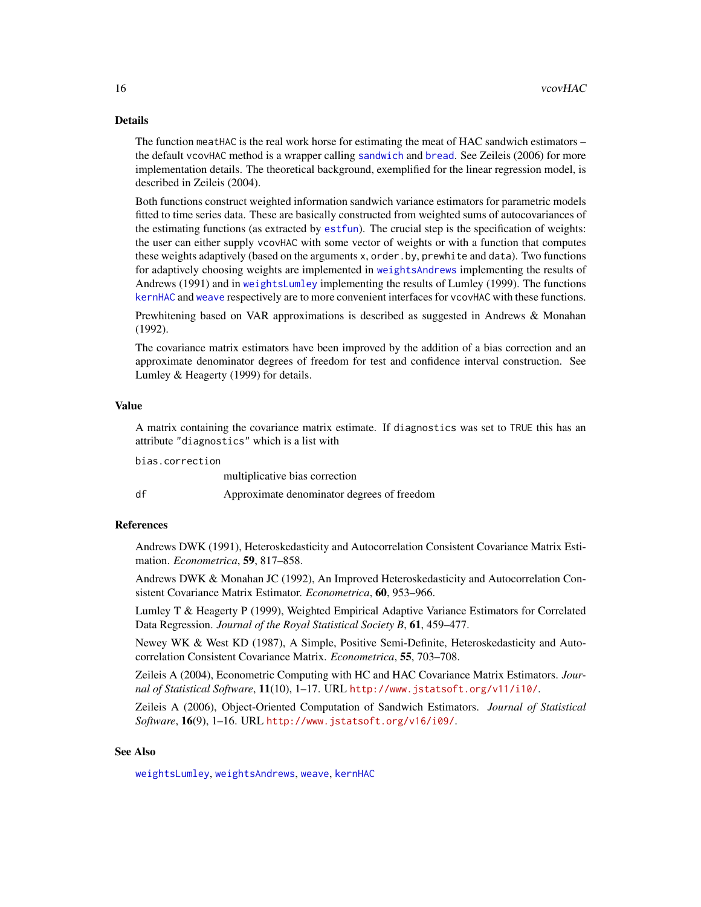## Details

The function `meatHAC` is the real work horse for estimating the meat of HAC sandwich estimators – the default `vcovHAC` method is a wrapper calling `sandwich` and `bread`. See Zeileis (2006) for more implementation details. The theoretical background, exemplified for the linear regression model, is described in Zeileis (2004).

Both functions construct weighted information sandwich variance estimators for parametric models fitted to time series data. These are basically constructed from weighted sums of autocovariances of the estimating functions (as extracted by `estfun`). The crucial step is the specification of weights: the user can either supply `vcovHAC` with some vector of weights or with a function that computes these weights adaptively (based on the arguments `x`, `order.by`, `prewhite` and `data`). Two functions for adaptively choosing weights are implemented in `weightsAndrews` implementing the results of Andrews (1991) and in `weightsLumley` implementing the results of Lumley (1999). The functions `kernHAC` and `weave` respectively are to more convenient interfaces for `vcovHAC` with these functions.

Prewhitening based on VAR approximations is described as suggested in Andrews & Monahan (1992).

The covariance matrix estimators have been improved by the addition of a bias correction and an approximate denominator degrees of freedom for test and confidence interval construction. See Lumley & Heagerty (1999) for details.

## Value

A matrix containing the covariance matrix estimate. If `diagnostics` was set to `TRUE` this has an attribute `"diagnostics"` which is a list with

`bias.correction`
: multiplicative bias correction

`df`
: Approximate denominator degrees of freedom

## References

Andrews DWK (1991), Heteroskedasticity and Autocorrelation Consistent Covariance Matrix Estimation. *Econometrica*, **59**, 817–858.

Andrews DWK & Monahan JC (1992), An Improved Heteroskedasticity and Autocorrelation Consistent Covariance Matrix Estimator. *Econometrica*, **60**, 953–966.

Lumley T & Heagerty P (1999), Weighted Empirical Adaptive Variance Estimators for Correlated Data Regression. *Journal of the Royal Statistical Society B*, **61**, 459–477.

Newey WK & West KD (1987), A Simple, Positive Semi-Definite, Heteroskedasticity and Autocorrelation Consistent Covariance Matrix. *Econometrica*, **55**, 703–708.

Zeileis A (2004), Econometric Computing with HC and HAC Covariance Matrix Estimators. *Journal of Statistical Software*, **11**(10), 1–17. URL http://www.jstatsoft.org/v11/i10/.

Zeileis A (2006), Object-Oriented Computation of Sandwich Estimators. *Journal of Statistical Software*, **16**(9), 1–16. URL http://www.jstatsoft.org/v16/i09/.

## See Also

`weightsLumley`, `weightsAndrews`, `weave`, `kernHAC`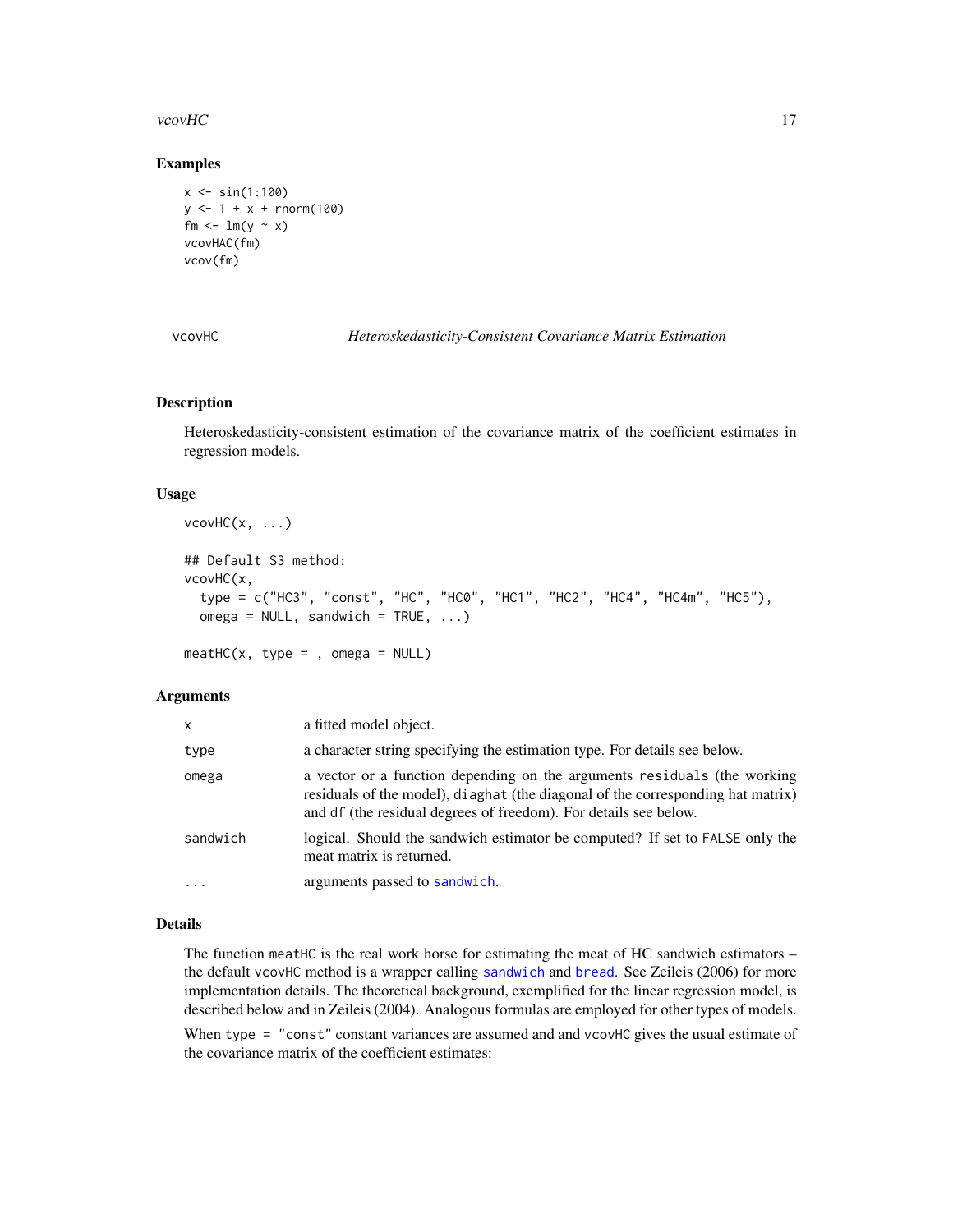## Examples

```
x <- sin(1:100)
y <- 1 + x + rnorm(100)
fm <- lm(y ~ x)
vcovHAC(fm)
vcov(fm)
```

---

vcovHC — *Heteroskedasticity-Consistent Covariance Matrix Estimation*

---

## Description

Heteroskedasticity-consistent estimation of the covariance matrix of the coefficient estimates in regression models.

## Usage

```
vcovHC(x, ...)

## Default S3 method:
vcovHC(x,
  type = c("HC3", "const", "HC", "HC0", "HC1", "HC2", "HC4", "HC4m", "HC5"),
  omega = NULL, sandwich = TRUE, ...)

meatHC(x, type = , omega = NULL)
```

## Arguments

| | |
|---|---|
| x | a fitted model object. |
| type | a character string specifying the estimation type. For details see below. |
| omega | a vector or a function depending on the arguments `residuals` (the working residuals of the model), `diaghat` (the diagonal of the corresponding hat matrix) and `df` (the residual degrees of freedom). For details see below. |
| sandwich | logical. Should the sandwich estimator be computed? If set to `FALSE` only the meat matrix is returned. |
| ... | arguments passed to `sandwich`. |

## Details

The function `meatHC` is the real work horse for estimating the meat of HC sandwich estimators – the default `vcovHC` method is a wrapper calling `sandwich` and `bread`. See Zeileis (2006) for more implementation details. The theoretical background, exemplified for the linear regression model, is described below and in Zeileis (2004). Analogous formulas are employed for other types of models.

When `type = "const"` constant variances are assumed and and `vcovHC` gives the usual estimate of the covariance matrix of the coefficient estimates: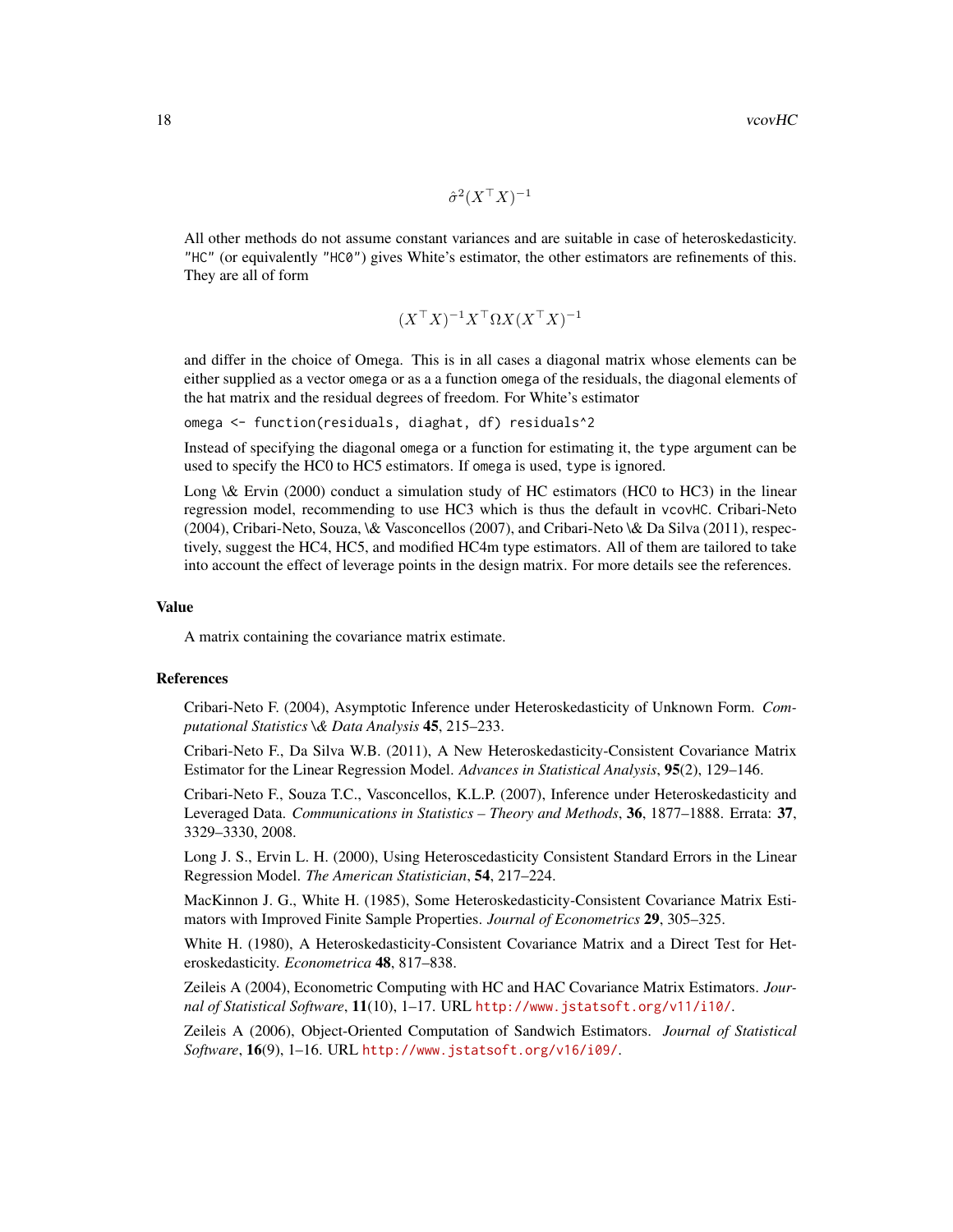$$\hat{\sigma}^2 (X^\top X)^{-1}$$

All other methods do not assume constant variances and are suitable in case of heteroskedasticity. "HC" (or equivalently "HC0") gives White's estimator, the other estimators are refinements of this. They are all of form

$$(X^\top X)^{-1} X^\top \Omega X (X^\top X)^{-1}$$

and differ in the choice of Omega. This is in all cases a diagonal matrix whose elements can be either supplied as a vector omega or as a a function omega of the residuals, the diagonal elements of the hat matrix and the residual degrees of freedom. For White's estimator

```
omega <- function(residuals, diaghat, df) residuals^2
```

Instead of specifying the diagonal omega or a function for estimating it, the type argument can be used to specify the HC0 to HC5 estimators. If omega is used, type is ignored.

Long \& Ervin (2000) conduct a simulation study of HC estimators (HC0 to HC3) in the linear regression model, recommending to use HC3 which is thus the default in vcovHC. Cribari-Neto (2004), Cribari-Neto, Souza, \& Vasconcellos (2007), and Cribari-Neto \& Da Silva (2011), respectively, suggest the HC4, HC5, and modified HC4m type estimators. All of them are tailored to take into account the effect of leverage points in the design matrix. For more details see the references.

## Value

A matrix containing the covariance matrix estimate.

## References

Cribari-Neto F. (2004), Asymptotic Inference under Heteroskedasticity of Unknown Form. *Computational Statistics \& Data Analysis* **45**, 215–233.

Cribari-Neto F., Da Silva W.B. (2011), A New Heteroskedasticity-Consistent Covariance Matrix Estimator for the Linear Regression Model. *Advances in Statistical Analysis*, **95**(2), 129–146.

Cribari-Neto F., Souza T.C., Vasconcellos, K.L.P. (2007), Inference under Heteroskedasticity and Leveraged Data. *Communications in Statistics – Theory and Methods*, **36**, 1877–1888. Errata: **37**, 3329–3330, 2008.

Long J. S., Ervin L. H. (2000), Using Heteroscedasticity Consistent Standard Errors in the Linear Regression Model. *The American Statistician*, **54**, 217–224.

MacKinnon J. G., White H. (1985), Some Heteroskedasticity-Consistent Covariance Matrix Estimators with Improved Finite Sample Properties. *Journal of Econometrics* **29**, 305–325.

White H. (1980), A Heteroskedasticity-Consistent Covariance Matrix and a Direct Test for Heteroskedasticity. *Econometrica* **48**, 817–838.

Zeileis A (2004), Econometric Computing with HC and HAC Covariance Matrix Estimators. *Journal of Statistical Software*, **11**(10), 1–17. URL http://www.jstatsoft.org/v11/i10/.

Zeileis A (2006), Object-Oriented Computation of Sandwich Estimators. *Journal of Statistical Software*, **16**(9), 1–16. URL http://www.jstatsoft.org/v16/i09/.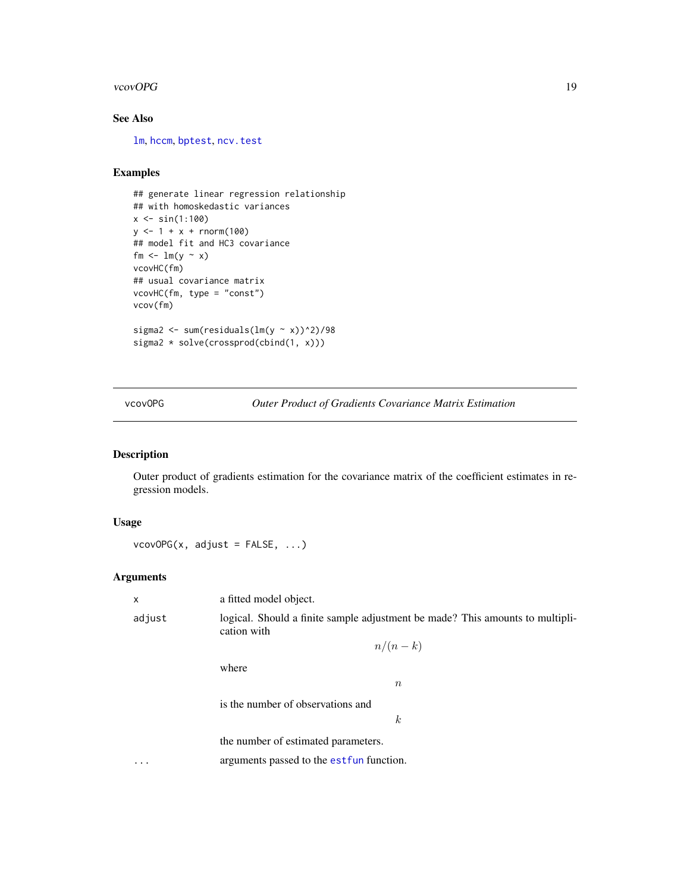## See Also

lm, hccm, bptest, ncv.test

## Examples

```
## generate linear regression relationship
## with homoskedastic variances
x <- sin(1:100)
y <- 1 + x + rnorm(100)
## model fit and HC3 covariance
fm <- lm(y ~ x)
vcovHC(fm)
## usual covariance matrix
vcovHC(fm, type = "const")
vcov(fm)

sigma2 <- sum(residuals(lm(y ~ x))^2)/98
sigma2 * solve(crossprod(cbind(1, x)))
```

---

# vcovOPG — *Outer Product of Gradients Covariance Matrix Estimation*

## Description

Outer product of gradients estimation for the covariance matrix of the coefficient estimates in regression models.

## Usage

```
vcovOPG(x, adjust = FALSE, ...)
```

## Arguments

| | |
|---|---|
| x | a fitted model object. |
| adjust | logical. Should a finite sample adjustment be made? This amounts to multiplication with $$n/(n-k)$$ where $$n$$ is the number of observations and $$k$$ the number of estimated parameters. |
| ... | arguments passed to the estfun function. |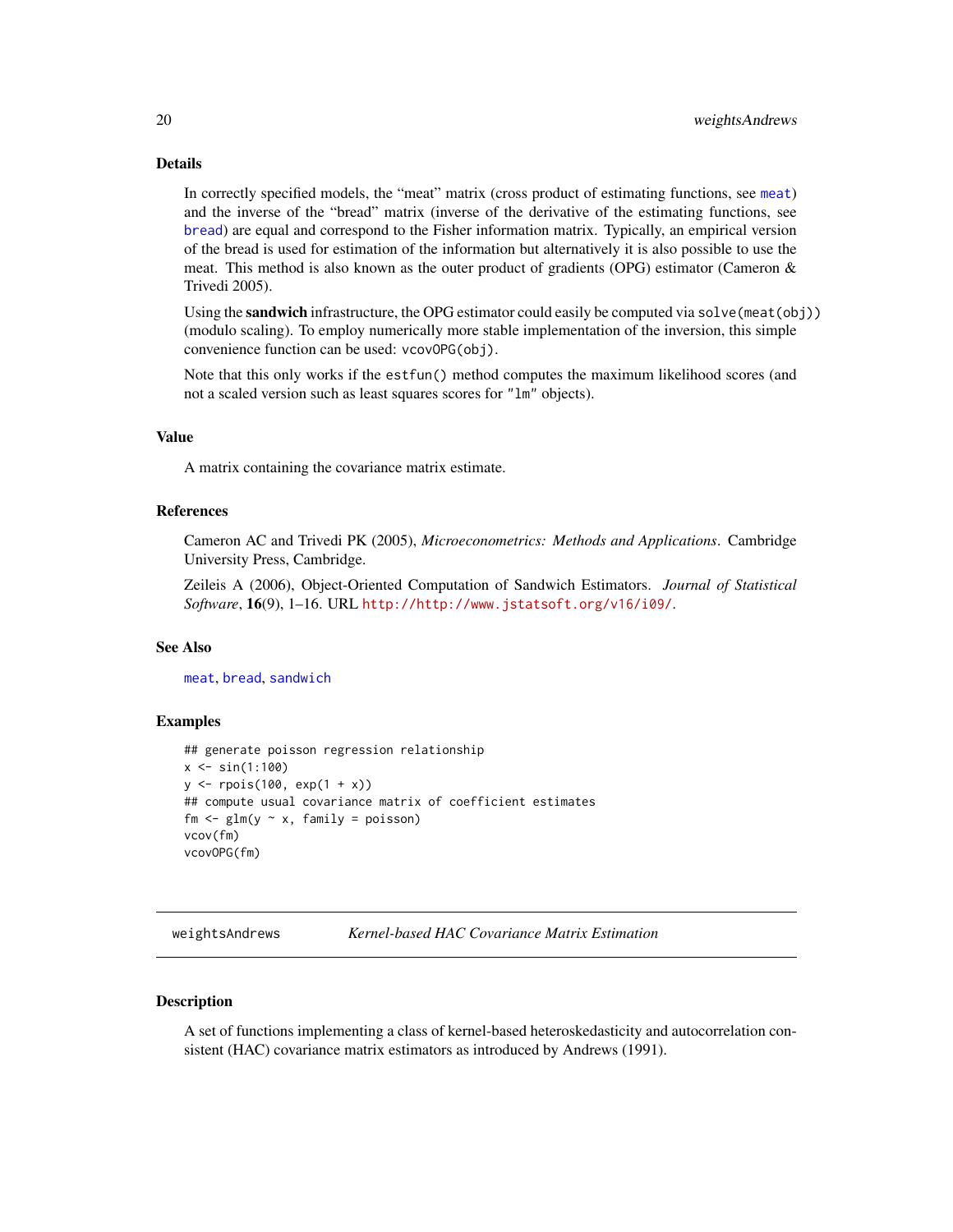### Details

In correctly specified models, the "meat" matrix (cross product of estimating functions, see `meat`) and the inverse of the "bread" matrix (inverse of the derivative of the estimating functions, see `bread`) are equal and correspond to the Fisher information matrix. Typically, an empirical version of the bread is used for estimation of the information but alternatively it is also possible to use the meat. This method is also known as the outer product of gradients (OPG) estimator (Cameron & Trivedi 2005).

Using the **sandwich** infrastructure, the OPG estimator could easily be computed via `solve(meat(obj))` (modulo scaling). To employ numerically more stable implementation of the inversion, this simple convenience function can be used: `vcovOPG(obj)`.

Note that this only works if the `estfun()` method computes the maximum likelihood scores (and not a scaled version such as least squares scores for `"lm"` objects).

### Value

A matrix containing the covariance matrix estimate.

### References

Cameron AC and Trivedi PK (2005), *Microeconometrics: Methods and Applications*. Cambridge University Press, Cambridge.

Zeileis A (2006), Object-Oriented Computation of Sandwich Estimators. *Journal of Statistical Software*, **16**(9), 1–16. URL http://http://www.jstatsoft.org/v16/i09/.

### See Also

`meat`, `bread`, `sandwich`

### Examples

```
## generate poisson regression relationship
x <- sin(1:100)
y <- rpois(100, exp(1 + x))
## compute usual covariance matrix of coefficient estimates
fm <- glm(y ~ x, family = poisson)
vcov(fm)
vcovOPG(fm)
```

---

## weightsAndrews — *Kernel-based HAC Covariance Matrix Estimation*

### Description

A set of functions implementing a class of kernel-based heteroskedasticity and autocorrelation consistent (HAC) covariance matrix estimators as introduced by Andrews (1991).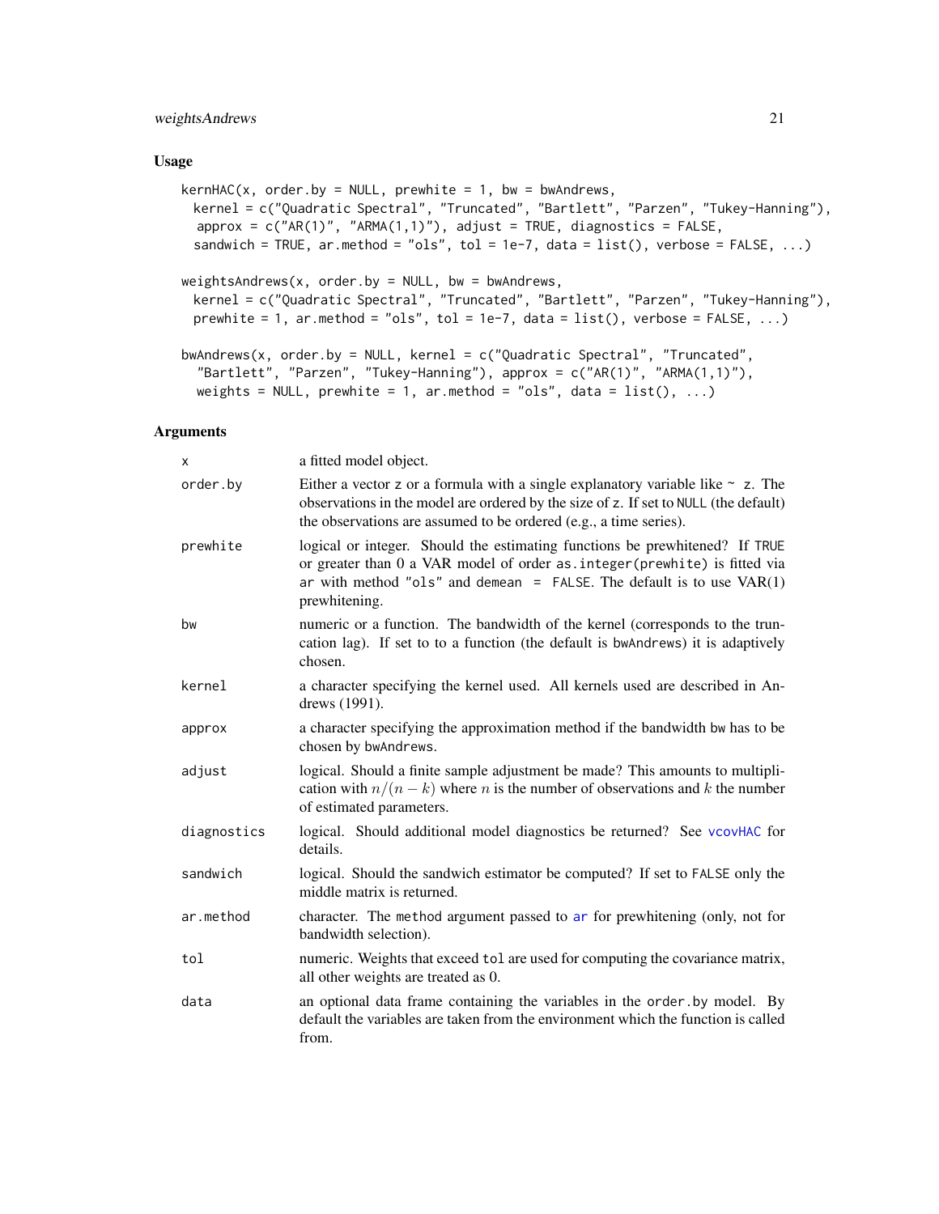## Usage

```
kernHAC(x, order.by = NULL, prewhite = 1, bw = bwAndrews,
  kernel = c("Quadratic Spectral", "Truncated", "Bartlett", "Parzen", "Tukey-Hanning"),
   approx = c("AR(1)", "ARMA(1,1)"), adjust = TRUE, diagnostics = FALSE,
  sandwich = TRUE, ar.method = "ols", tol = 1e-7, data = list(), verbose = FALSE, ...)

weightsAndrews(x, order.by = NULL, bw = bwAndrews,
  kernel = c("Quadratic Spectral", "Truncated", "Bartlett", "Parzen", "Tukey-Hanning"),
  prewhite = 1, ar.method = "ols", tol = 1e-7, data = list(), verbose = FALSE, ...)

bwAndrews(x, order.by = NULL, kernel = c("Quadratic Spectral", "Truncated",
   "Bartlett", "Parzen", "Tukey-Hanning"), approx = c("AR(1)", "ARMA(1,1)"),
   weights = NULL, prewhite = 1, ar.method = "ols", data = list(), ...)
```

## Arguments

| | |
|---|---|
| `x` | a fitted model object. |
| `order.by` | Either a vector `z` or a formula with a single explanatory variable like `~ z`. The observations in the model are ordered by the size of `z`. If set to `NULL` (the default) the observations are assumed to be ordered (e.g., a time series). |
| `prewhite` | logical or integer. Should the estimating functions be prewhitened? If `TRUE` or greater than 0 a VAR model of order `as.integer(prewhite)` is fitted via `ar` with method `"ols"` and `demean = FALSE`. The default is to use VAR(1) prewhitening. |
| `bw` | numeric or a function. The bandwidth of the kernel (corresponds to the truncation lag). If set to to a function (the default is `bwAndrews`) it is adaptively chosen. |
| `kernel` | a character specifying the kernel used. All kernels used are described in Andrews (1991). |
| `approx` | a character specifying the approximation method if the bandwidth `bw` has to be chosen by `bwAndrews`. |
| `adjust` | logical. Should a finite sample adjustment be made? This amounts to multiplication with $n/(n-k)$ where $n$ is the number of observations and $k$ the number of estimated parameters. |
| `diagnostics` | logical. Should additional model diagnostics be returned? See `vcovHAC` for details. |
| `sandwich` | logical. Should the sandwich estimator be computed? If set to `FALSE` only the middle matrix is returned. |
| `ar.method` | character. The `method` argument passed to `ar` for prewhitening (only, not for bandwidth selection). |
| `tol` | numeric. Weights that exceed `tol` are used for computing the covariance matrix, all other weights are treated as 0. |
| `data` | an optional data frame containing the variables in the `order.by` model. By default the variables are taken from the environment which the function is called from. |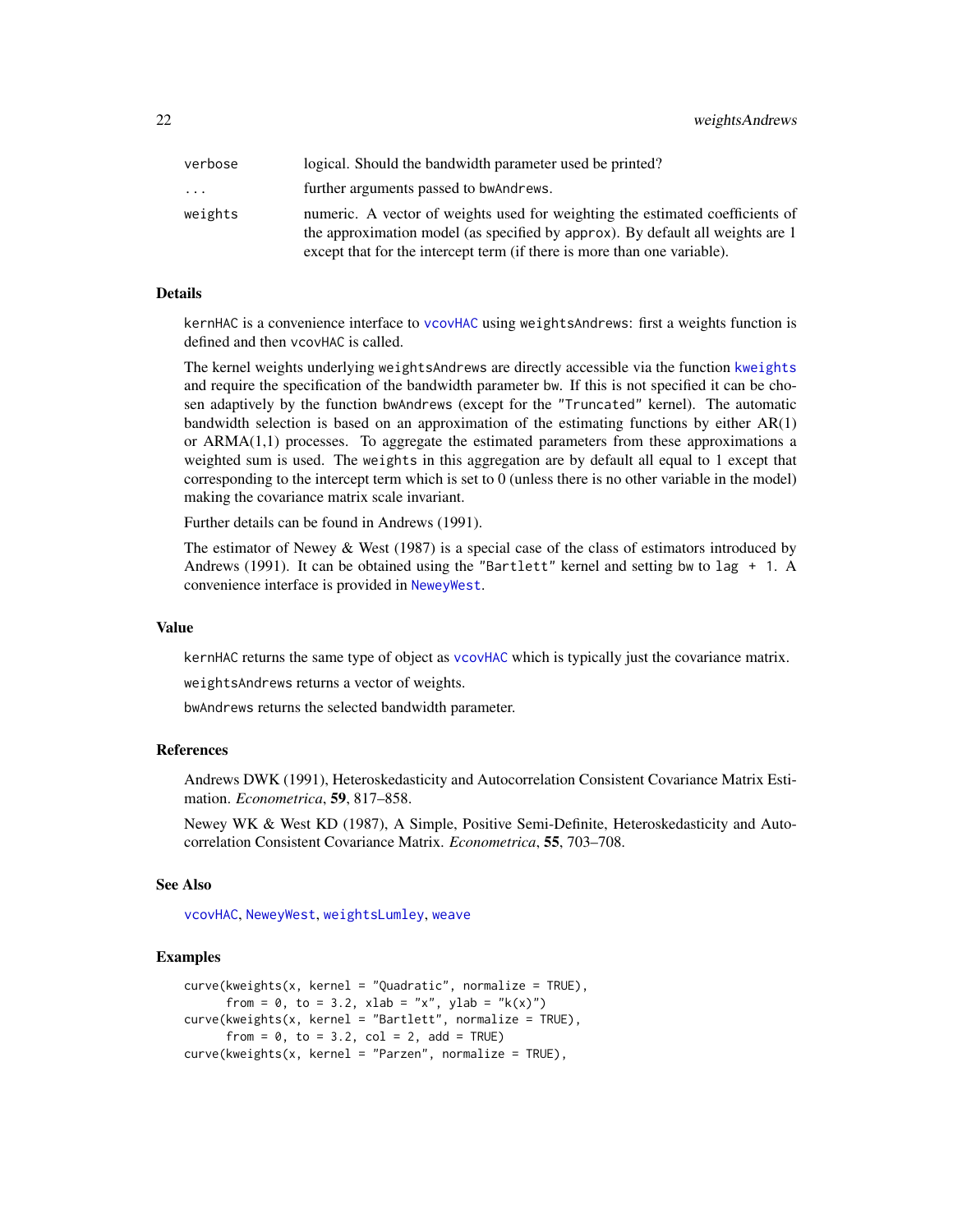| | |
|---|---|
| `verbose` | logical. Should the bandwidth parameter used be printed? |
| `...` | further arguments passed to `bwAndrews`. |
| `weights` | numeric. A vector of weights used for weighting the estimated coefficients of the approximation model (as specified by `approx`). By default all weights are 1 except that for the intercept term (if there is more than one variable). |

### Details

`kernHAC` is a convenience interface to `vcovHAC` using `weightsAndrews`: first a weights function is defined and then `vcovHAC` is called.

The kernel weights underlying `weightsAndrews` are directly accessible via the function `kweights` and require the specification of the bandwidth parameter `bw`. If this is not specified it can be chosen adaptively by the function `bwAndrews` (except for the `"Truncated"` kernel). The automatic bandwidth selection is based on an approximation of the estimating functions by either AR(1) or ARMA(1,1) processes. To aggregate the estimated parameters from these approximations a weighted sum is used. The `weights` in this aggregation are by default all equal to 1 except that corresponding to the intercept term which is set to 0 (unless there is no other variable in the model) making the covariance matrix scale invariant.

Further details can be found in Andrews (1991).

The estimator of Newey & West (1987) is a special case of the class of estimators introduced by Andrews (1991). It can be obtained using the `"Bartlett"` kernel and setting `bw` to `lag + 1`. A convenience interface is provided in `NeweyWest`.

### Value

`kernHAC` returns the same type of object as `vcovHAC` which is typically just the covariance matrix.

`weightsAndrews` returns a vector of weights.

`bwAndrews` returns the selected bandwidth parameter.

### References

Andrews DWK (1991), Heteroskedasticity and Autocorrelation Consistent Covariance Matrix Estimation. *Econometrica*, **59**, 817–858.

Newey WK & West KD (1987), A Simple, Positive Semi-Definite, Heteroskedasticity and Autocorrelation Consistent Covariance Matrix. *Econometrica*, **55**, 703–708.

### See Also

`vcovHAC`, `NeweyWest`, `weightsLumley`, `weave`

### Examples

```
curve(kweights(x, kernel = "Quadratic", normalize = TRUE),
      from = 0, to = 3.2, xlab = "x", ylab = "k(x)")
curve(kweights(x, kernel = "Bartlett", normalize = TRUE),
      from = 0, to = 3.2, col = 2, add = TRUE)
curve(kweights(x, kernel = "Parzen", normalize = TRUE),
```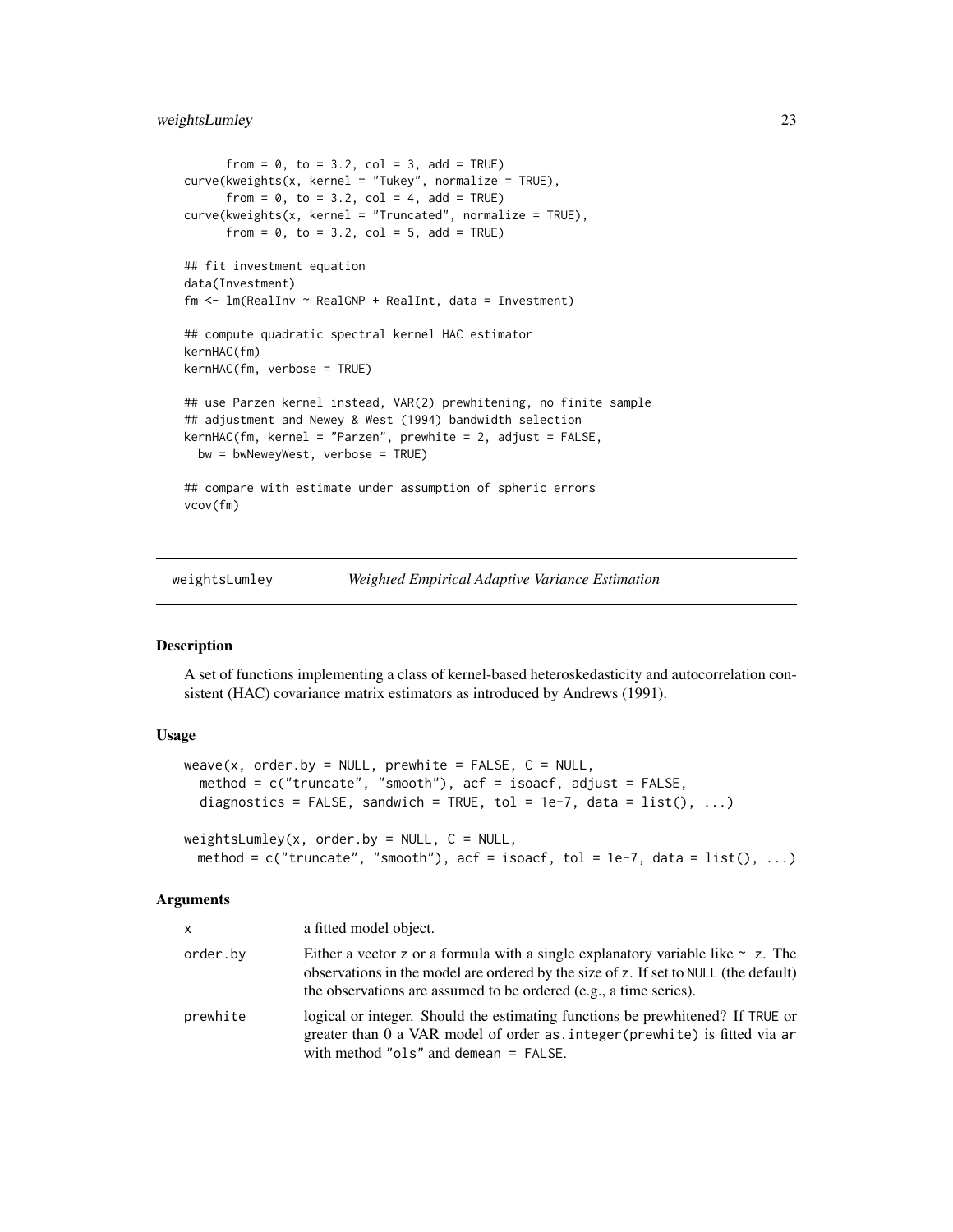```
      from = 0, to = 3.2, col = 3, add = TRUE)
curve(kweights(x, kernel = "Tukey", normalize = TRUE),
      from = 0, to = 3.2, col = 4, add = TRUE)
curve(kweights(x, kernel = "Truncated", normalize = TRUE),
      from = 0, to = 3.2, col = 5, add = TRUE)

## fit investment equation
data(Investment)
fm <- lm(RealInv ~ RealGNP + RealInt, data = Investment)

## compute quadratic spectral kernel HAC estimator
kernHAC(fm)
kernHAC(fm, verbose = TRUE)

## use Parzen kernel instead, VAR(2) prewhitening, no finite sample
## adjustment and Newey & West (1994) bandwidth selection
kernHAC(fm, kernel = "Parzen", prewhite = 2, adjust = FALSE,
  bw = bwNeweyWest, verbose = TRUE)

## compare with estimate under assumption of spheric errors
vcov(fm)
```

## weightsLumley *Weighted Empirical Adaptive Variance Estimation*

### Description

A set of functions implementing a class of kernel-based heteroskedasticity and autocorrelation consistent (HAC) covariance matrix estimators as introduced by Andrews (1991).

### Usage

```
weave(x, order.by = NULL, prewhite = FALSE, C = NULL,
  method = c("truncate", "smooth"), acf = isoacf, adjust = FALSE,
  diagnostics = FALSE, sandwich = TRUE, tol = 1e-7, data = list(), ...)

weightsLumley(x, order.by = NULL, C = NULL,
  method = c("truncate", "smooth"), acf = isoacf, tol = 1e-7, data = list(), ...)
```

### Arguments

| | |
|---|---|
| x | a fitted model object. |
| order.by | Either a vector z or a formula with a single explanatory variable like ~ z. The observations in the model are ordered by the size of z. If set to NULL (the default) the observations are assumed to be ordered (e.g., a time series). |
| prewhite | logical or integer. Should the estimating functions be prewhitened? If TRUE or greater than 0 a VAR model of order as.integer(prewhite) is fitted via ar with method "ols" and demean = FALSE. |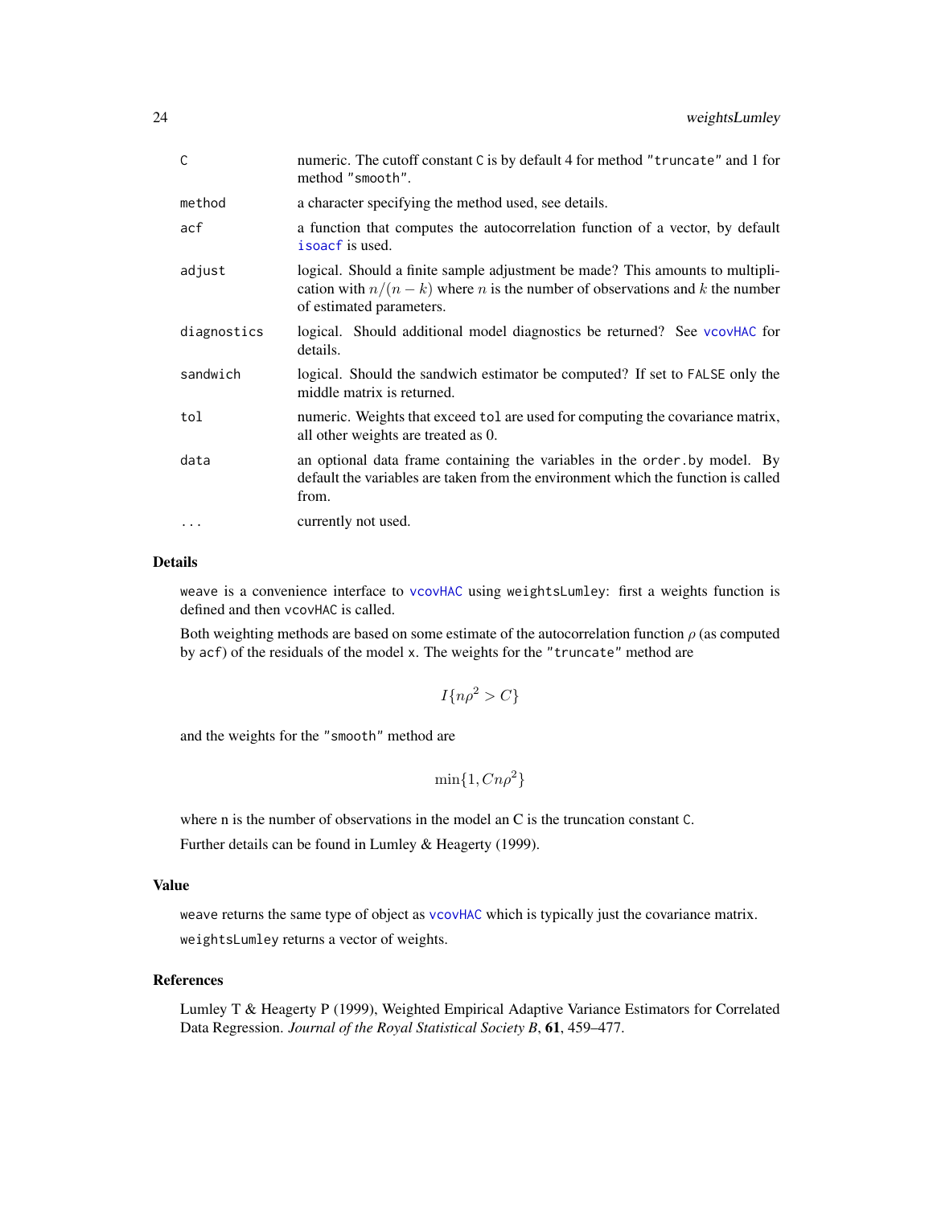| | |
|---|---|
| C | numeric. The cutoff constant C is by default 4 for method "truncate" and 1 for method "smooth". |
| method | a character specifying the method used, see details. |
| acf | a function that computes the autocorrelation function of a vector, by default isoacf is used. |
| adjust | logical. Should a finite sample adjustment be made? This amounts to multiplication with $n/(n-k)$ where $n$ is the number of observations and $k$ the number of estimated parameters. |
| diagnostics | logical. Should additional model diagnostics be returned? See vcovHAC for details. |
| sandwich | logical. Should the sandwich estimator be computed? If set to FALSE only the middle matrix is returned. |
| tol | numeric. Weights that exceed tol are used for computing the covariance matrix, all other weights are treated as 0. |
| data | an optional data frame containing the variables in the order.by model. By default the variables are taken from the environment which the function is called from. |
| ... | currently not used. |

## Details

weave is a convenience interface to vcovHAC using weightsLumley: first a weights function is defined and then vcovHAC is called.

Both weighting methods are based on some estimate of the autocorrelation function $\rho$ (as computed by acf) of the residuals of the model x. The weights for the "truncate" method are

$$I\{n\rho^2 > C\}$$

and the weights for the "smooth" method are

$$\min\{1, Cn\rho^2\}$$

where n is the number of observations in the model an C is the truncation constant C.

Further details can be found in Lumley & Heagerty (1999).

## Value

weave returns the same type of object as vcovHAC which is typically just the covariance matrix.

weightsLumley returns a vector of weights.

## References

Lumley T & Heagerty P (1999), Weighted Empirical Adaptive Variance Estimators for Correlated Data Regression. *Journal of the Royal Statistical Society B*, **61**, 459–477.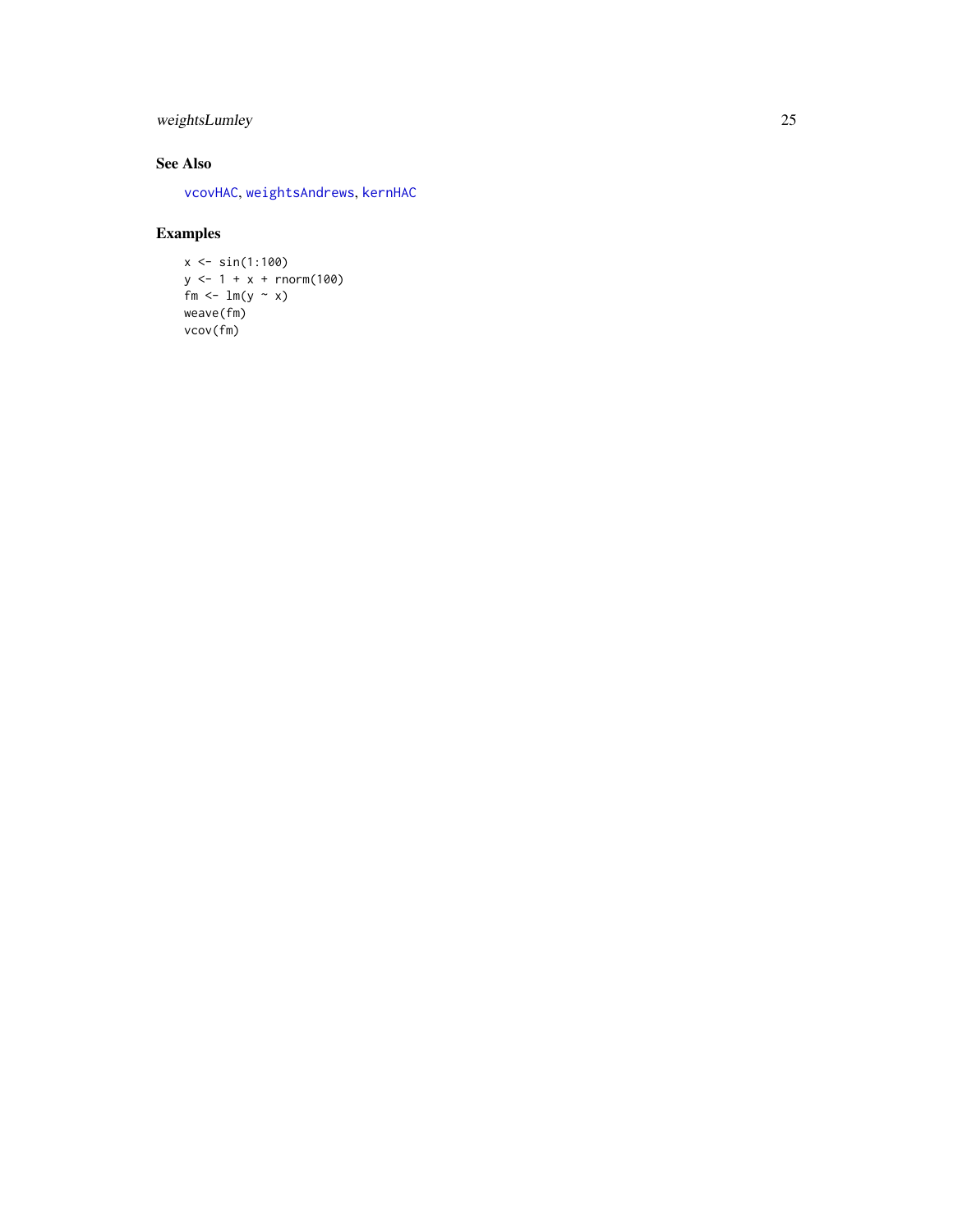## See Also

`vcovHAC`, `weightsAndrews`, `kernHAC`

## Examples

```
x <- sin(1:100)
y <- 1 + x + rnorm(100)
fm <- lm(y ~ x)
weave(fm)
vcov(fm)
```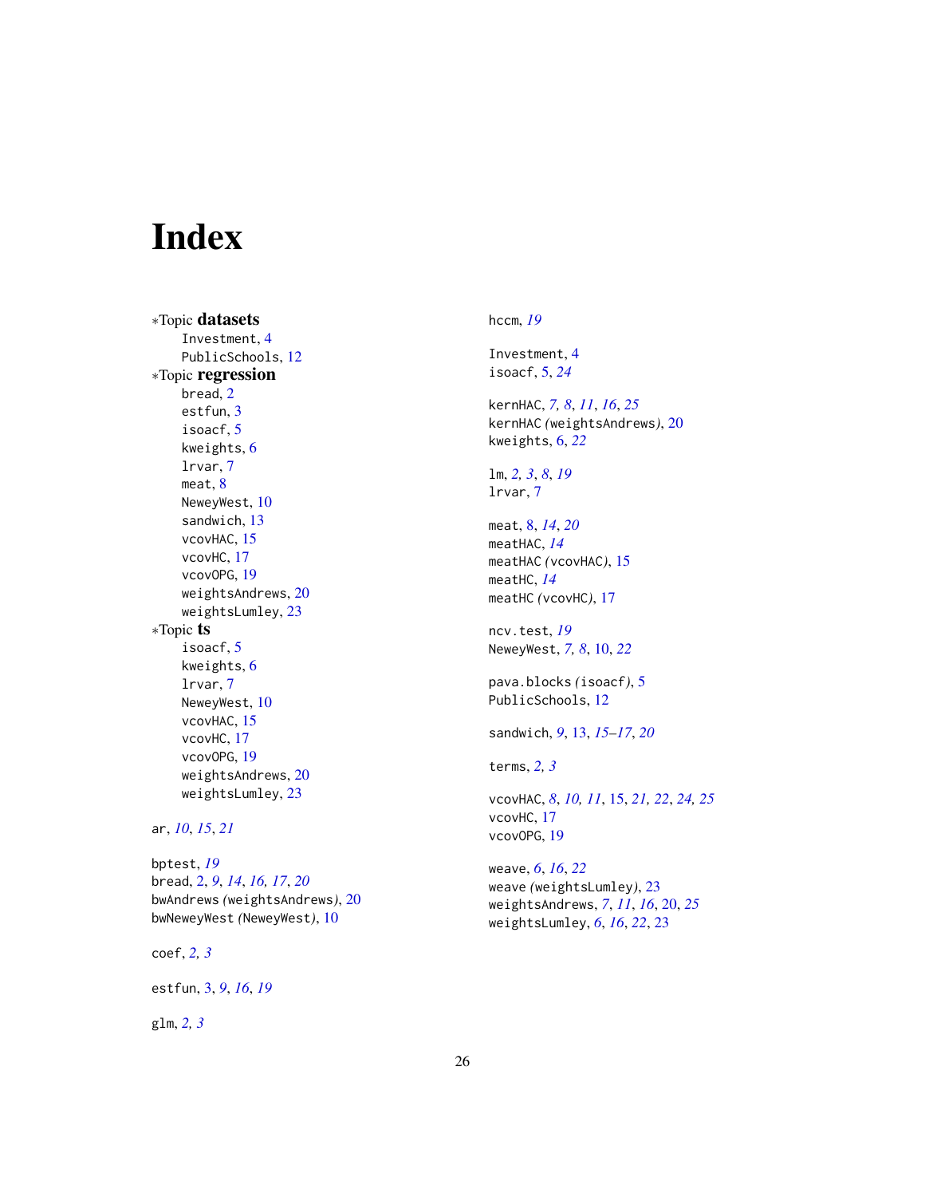# Index

*Topic **datasets**
- Investment, 4
- PublicSchools, 12

*Topic **regression**
- bread, 2
- estfun, 3
- isoacf, 5
- kweights, 6
- lrvar, 7
- meat, 8
- NeweyWest, 10
- sandwich, 13
- vcovHAC, 15
- vcovHC, 17
- vcovOPG, 19
- weightsAndrews, 20
- weightsLumley, 23

*Topic **ts**
- isoacf, 5
- kweights, 6
- lrvar, 7
- NeweyWest, 10
- vcovHAC, 15
- vcovHC, 17
- vcovOPG, 19
- weightsAndrews, 20
- weightsLumley, 23

ar, *10*, *15*, *21*

bptest, *19*
bread, 2, *9*, *14*, *16*, *17*, *20*
bwAndrews *(*weightsAndrews*)*, 20
bwNeweyWest *(*NeweyWest*)*, 10

coef, *2, 3*

estfun, 3, *9*, *16*, *19*

glm, *2, 3*

hccm, *19*

Investment, 4
isoacf, 5, *24*

kernHAC, *7, 8*, *11*, *16*, *25*
kernHAC *(*weightsAndrews*)*, 20
kweights, 6, *22*

lm, *2, 3*, *8*, *19*
lrvar, 7

meat, 8, *14*, *20*
meatHAC, *14*
meatHAC *(*vcovHAC*)*, 15
meatHC, *14*
meatHC *(*vcovHC*)*, 17

ncv.test, *19*
NeweyWest, *7, 8*, 10, *22*

pava.blocks *(*isoacf*)*, 5
PublicSchools, 12

sandwich, *9*, 13, *15–17*, *20*

terms, *2, 3*

vcovHAC, *8*, *10, 11*, 15, *21, 22*, *24, 25*
vcovHC, 17
vcovOPG, 19

weave, *6*, *16*, *22*
weave *(*weightsLumley*)*, 23
weightsAndrews, *7*, *11*, *16*, 20, *25*
weightsLumley, *6*, *16*, *22*, 23